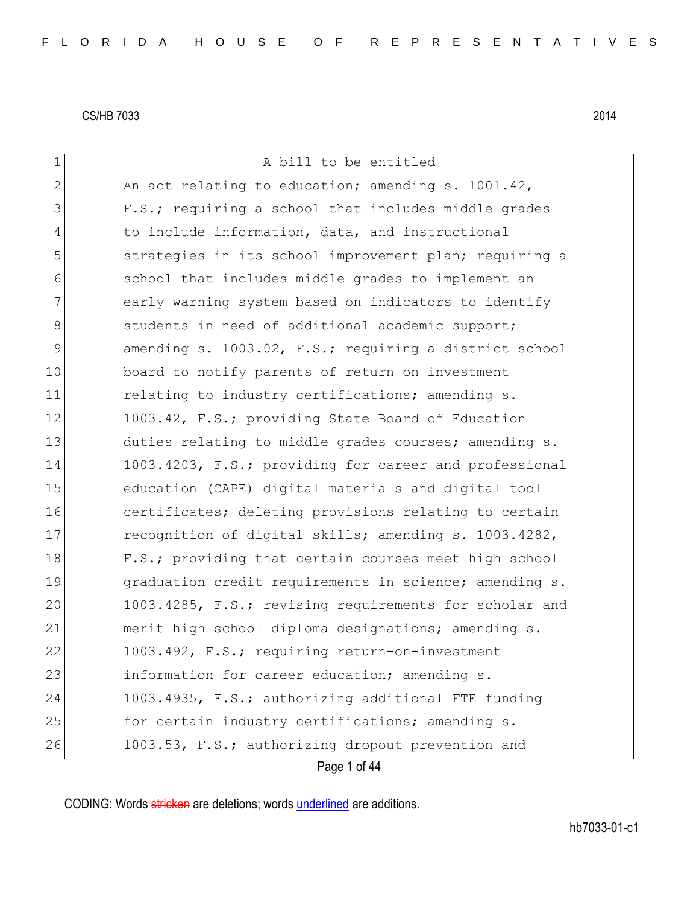CS/HB 7033 2014

A bill to be entitled

An act relating to education; amending s. 1001.42, F.S.; requiring a school that includes middle grades to include information, data, and instructional strategies in its school improvement plan; requiring a school that includes middle grades to implement an early warning system based on indicators to identify students in need of additional academic support; amending s. 1003.02, F.S.; requiring a district school board to notify parents of return on investment relating to industry certifications; amending s. 1003.42, F.S.; providing State Board of Education duties relating to middle grades courses; amending s. 1003.4203, F.S.; providing for career and professional education (CAPE) digital materials and digital tool certificates; deleting provisions relating to certain recognition of digital skills; amending s. 1003.4282, F.S.; providing that certain courses meet high school graduation credit requirements in science; amending s. 1003.4285, F.S.; revising requirements for scholar and merit high school diploma designations; amending s. 1003.492, F.S.; requiring return-on-investment information for career education; amending s. 1003.4935, F.S.; authorizing additional FTE funding for certain industry certifications; amending s. 1003.53, F.S.; authorizing dropout prevention and

CODING: Words stricken are deletions; words underlined are additions.

hb7033-01-c1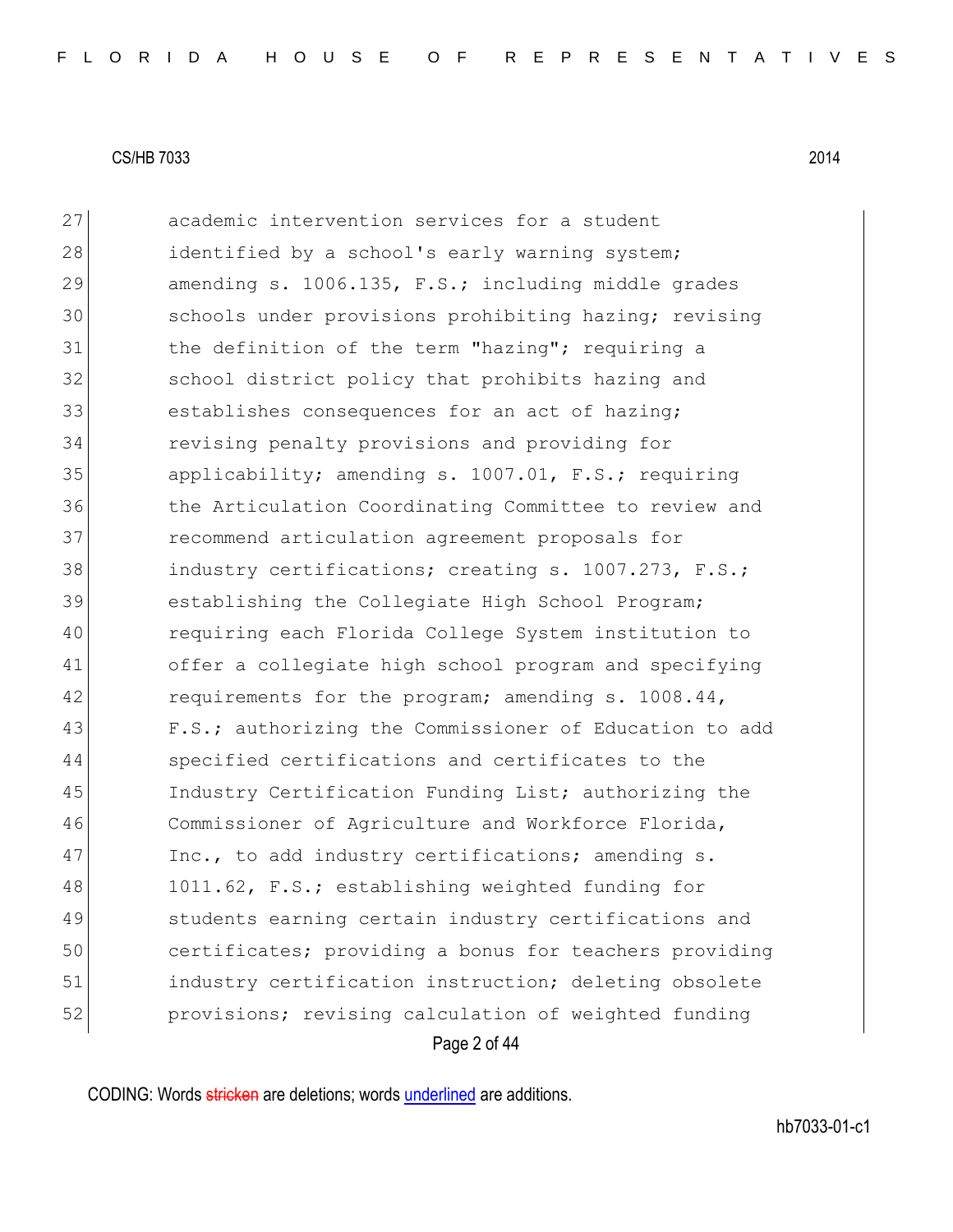academic intervention services for a student identified by a school's early warning system; amending s. 1006.135, F.S.; including middle grades schools under provisions prohibiting hazing; revising the definition of the term "hazing"; requiring a school district policy that prohibits hazing and establishes consequences for an act of hazing; revising penalty provisions and providing for applicability; amending s. 1007.01, F.S.; requiring the Articulation Coordinating Committee to review and recommend articulation agreement proposals for industry certifications; creating s. 1007.273, F.S.; establishing the Collegiate High School Program; requiring each Florida College System institution to offer a collegiate high school program and specifying requirements for the program; amending s. 1008.44, F.S.; authorizing the Commissioner of Education to add specified certifications and certificates to the Industry Certification Funding List; authorizing the Commissioner of Agriculture and Workforce Florida, Inc., to add industry certifications; amending s. 1011.62, F.S.; establishing weighted funding for students earning certain industry certifications and certificates; providing a bonus for teachers providing industry certification instruction; deleting obsolete provisions; revising calculation of weighted funding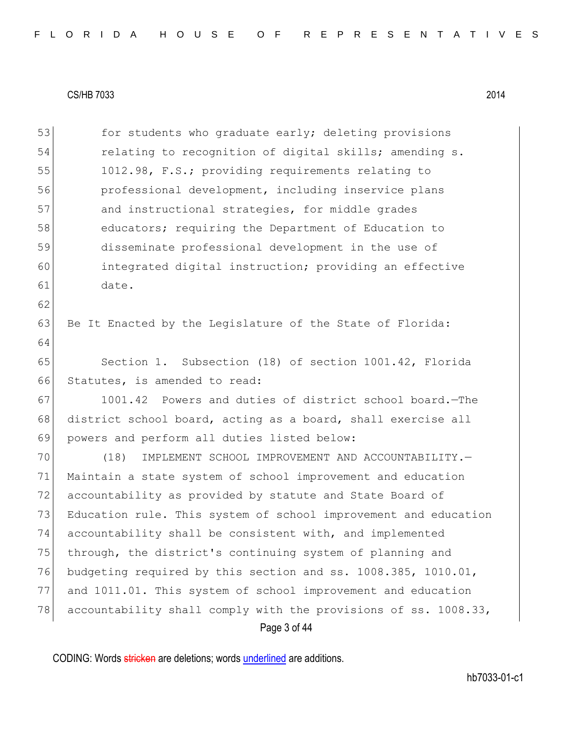for students who graduate early; deleting provisions relating to recognition of digital skills; amending s. 1012.98, F.S.; providing requirements relating to professional development, including inservice plans and instructional strategies, for middle grades educators; requiring the Department of Education to disseminate professional development in the use of integrated digital instruction; providing an effective date.

Be It Enacted by the Legislature of the State of Florida:

Section 1. Subsection (18) of section 1001.42, Florida Statutes, is amended to read:

1001.42 Powers and duties of district school board.—The district school board, acting as a board, shall exercise all powers and perform all duties listed below:

(18) IMPLEMENT SCHOOL IMPROVEMENT AND ACCOUNTABILITY.—Maintain a state system of school improvement and education accountability as provided by statute and State Board of Education rule. This system of school improvement and education accountability shall be consistent with, and implemented through, the district's continuing system of planning and budgeting required by this section and ss. 1008.385, 1010.01, and 1011.01. This system of school improvement and education accountability shall comply with the provisions of ss. 1008.33,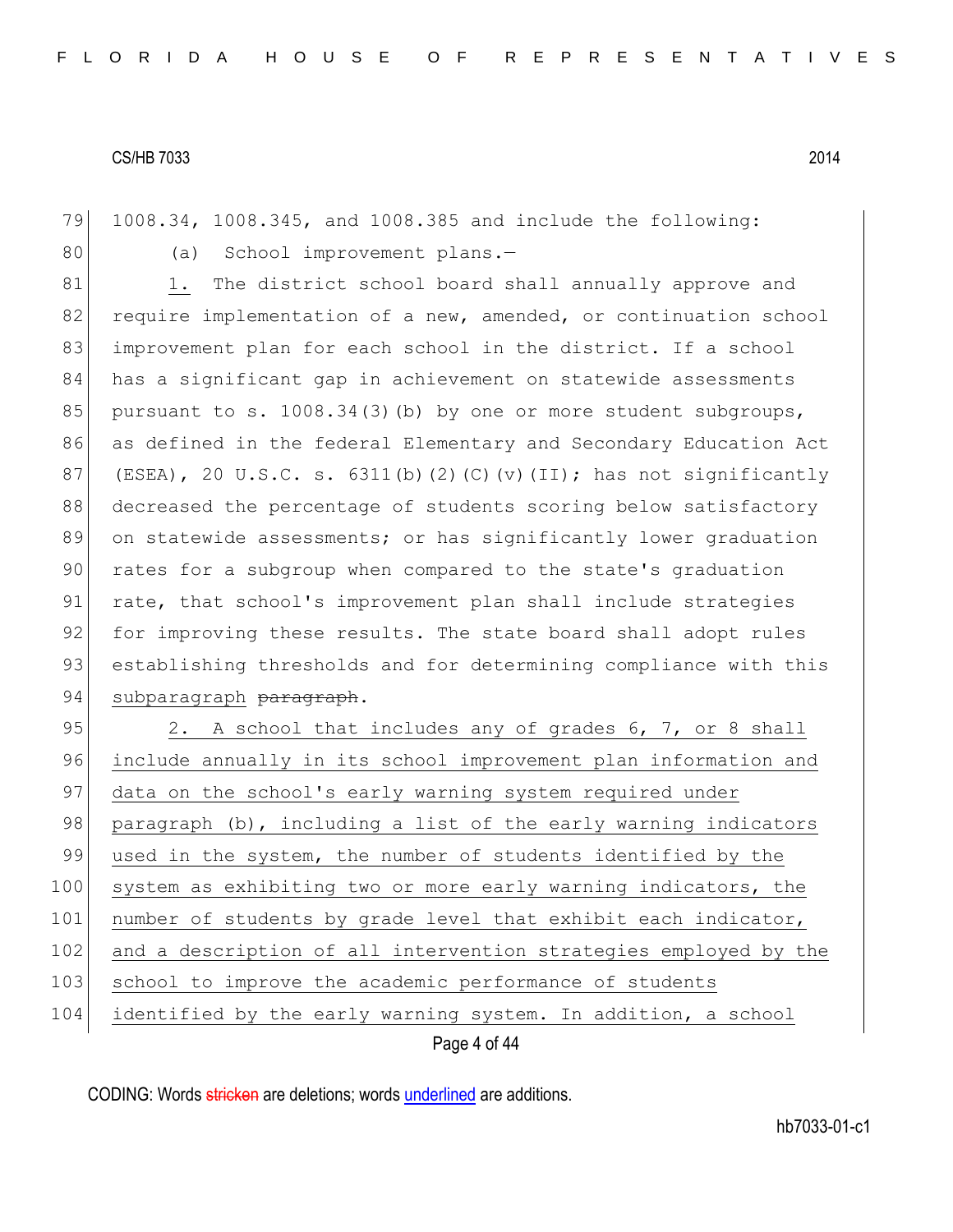1008.34, 1008.345, and 1008.385 and include the following:

(a) School improvement plans.—

1. The district school board shall annually approve and require implementation of a new, amended, or continuation school improvement plan for each school in the district. If a school has a significant gap in achievement on statewide assessments pursuant to s. 1008.34(3)(b) by one or more student subgroups, as defined in the federal Elementary and Secondary Education Act (ESEA), 20 U.S.C. s. 6311(b)(2)(C)(v)(II); has not significantly decreased the percentage of students scoring below satisfactory on statewide assessments; or has significantly lower graduation rates for a subgroup when compared to the state's graduation rate, that school's improvement plan shall include strategies for improving these results. The state board shall adopt rules establishing thresholds and for determining compliance with this subparagraph ~~paragraph~~.

2. A school that includes any of grades 6, 7, or 8 shall include annually in its school improvement plan information and data on the school's early warning system required under paragraph (b), including a list of the early warning indicators used in the system, the number of students identified by the system as exhibiting two or more early warning indicators, the number of students by grade level that exhibit each indicator, and a description of all intervention strategies employed by the school to improve the academic performance of students identified by the early warning system. In addition, a school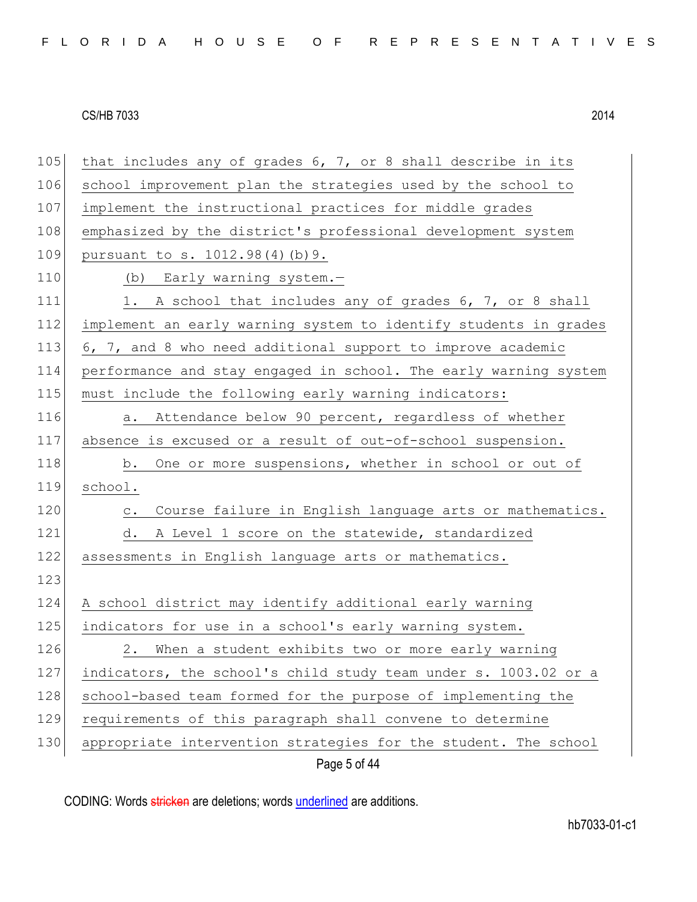that includes any of grades 6, 7, or 8 shall describe in its school improvement plan the strategies used by the school to implement the instructional practices for middle grades emphasized by the district's professional development system pursuant to s. 1012.98(4)(b)9.

(b) Early warning system.—

1. A school that includes any of grades 6, 7, or 8 shall implement an early warning system to identify students in grades 6, 7, and 8 who need additional support to improve academic performance and stay engaged in school. The early warning system must include the following early warning indicators:

a. Attendance below 90 percent, regardless of whether absence is excused or a result of out-of-school suspension.

b. One or more suspensions, whether in school or out of school.

c. Course failure in English language arts or mathematics.

d. A Level 1 score on the statewide, standardized assessments in English language arts or mathematics.

A school district may identify additional early warning indicators for use in a school's early warning system.

2. When a student exhibits two or more early warning indicators, the school's child study team under s. 1003.02 or a school-based team formed for the purpose of implementing the requirements of this paragraph shall convene to determine appropriate intervention strategies for the student. The school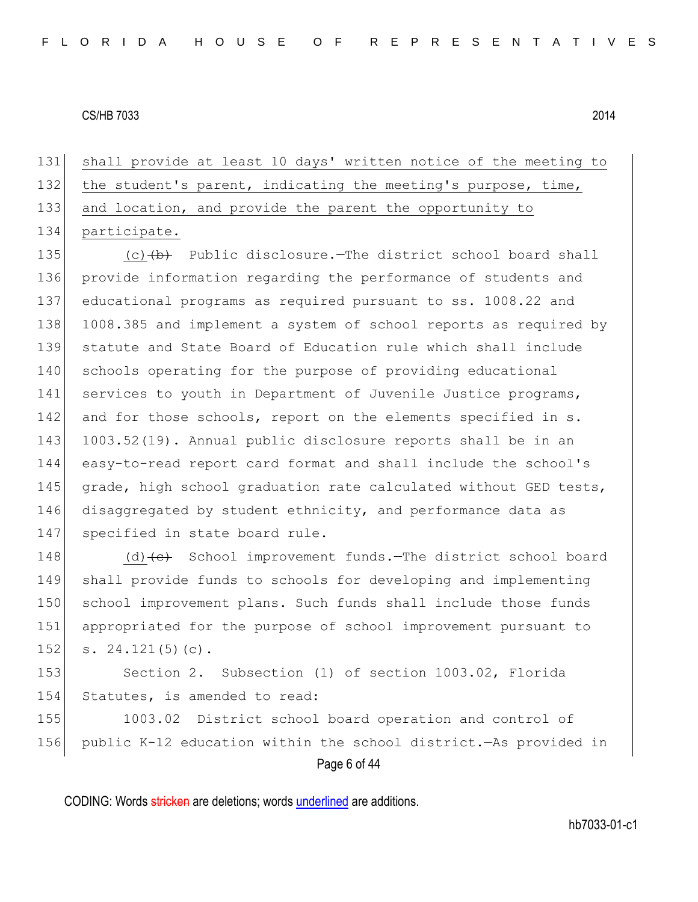shall provide at least 10 days' written notice of the meeting to the student's parent, indicating the meeting's purpose, time, and location, and provide the parent the opportunity to participate.

(c) ~~(b)~~ Public disclosure.—The district school board shall provide information regarding the performance of students and educational programs as required pursuant to ss. 1008.22 and 1008.385 and implement a system of school reports as required by statute and State Board of Education rule which shall include schools operating for the purpose of providing educational services to youth in Department of Juvenile Justice programs, and for those schools, report on the elements specified in s. 1003.52(19). Annual public disclosure reports shall be in an easy-to-read report card format and shall include the school's grade, high school graduation rate calculated without GED tests, disaggregated by student ethnicity, and performance data as specified in state board rule.

(d) ~~(c)~~ School improvement funds.—The district school board shall provide funds to schools for developing and implementing school improvement plans. Such funds shall include those funds appropriated for the purpose of school improvement pursuant to s. 24.121(5)(c).

Section 2. Subsection (1) of section 1003.02, Florida Statutes, is amended to read:

1003.02 District school board operation and control of public K-12 education within the school district.—As provided in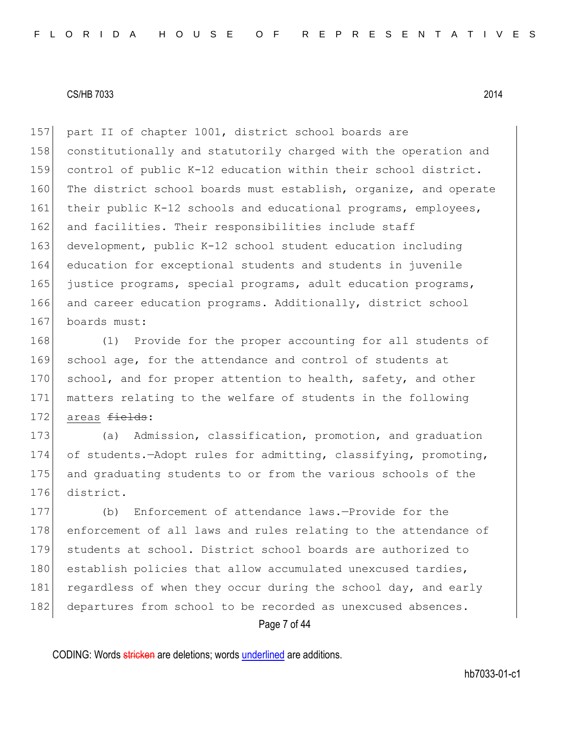part II of chapter 1001, district school boards are constitutionally and statutorily charged with the operation and control of public K-12 education within their school district. The district school boards must establish, organize, and operate their public K-12 schools and educational programs, employees, and facilities. Their responsibilities include staff development, public K-12 school student education including education for exceptional students and students in juvenile justice programs, special programs, adult education programs, and career education programs. Additionally, district school boards must:

(1) Provide for the proper accounting for all students of school age, for the attendance and control of students at school, and for proper attention to health, safety, and other matters relating to the welfare of students in the following <u>areas</u> ~~fields~~:

(a) Admission, classification, promotion, and graduation of students.—Adopt rules for admitting, classifying, promoting, and graduating students to or from the various schools of the district.

(b) Enforcement of attendance laws.—Provide for the enforcement of all laws and rules relating to the attendance of students at school. District school boards are authorized to establish policies that allow accumulated unexcused tardies, regardless of when they occur during the school day, and early departures from school to be recorded as unexcused absences.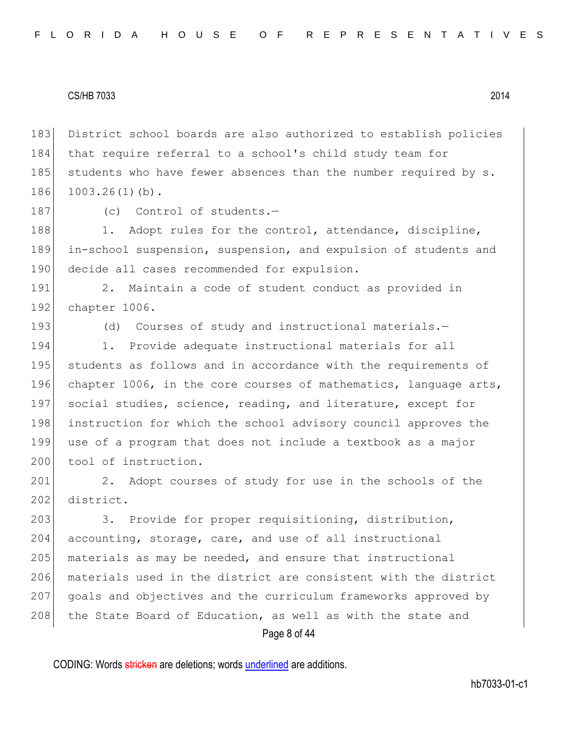District school boards are also authorized to establish policies that require referral to a school's child study team for students who have fewer absences than the number required by s. 1003.26(1)(b).

(c) Control of students.—

1. Adopt rules for the control, attendance, discipline, in-school suspension, suspension, and expulsion of students and decide all cases recommended for expulsion.

2. Maintain a code of student conduct as provided in chapter 1006.

(d) Courses of study and instructional materials.—

1. Provide adequate instructional materials for all students as follows and in accordance with the requirements of chapter 1006, in the core courses of mathematics, language arts, social studies, science, reading, and literature, except for instruction for which the school advisory council approves the use of a program that does not include a textbook as a major tool of instruction.

2. Adopt courses of study for use in the schools of the district.

3. Provide for proper requisitioning, distribution, accounting, storage, care, and use of all instructional materials as may be needed, and ensure that instructional materials used in the district are consistent with the district goals and objectives and the curriculum frameworks approved by the State Board of Education, as well as with the state and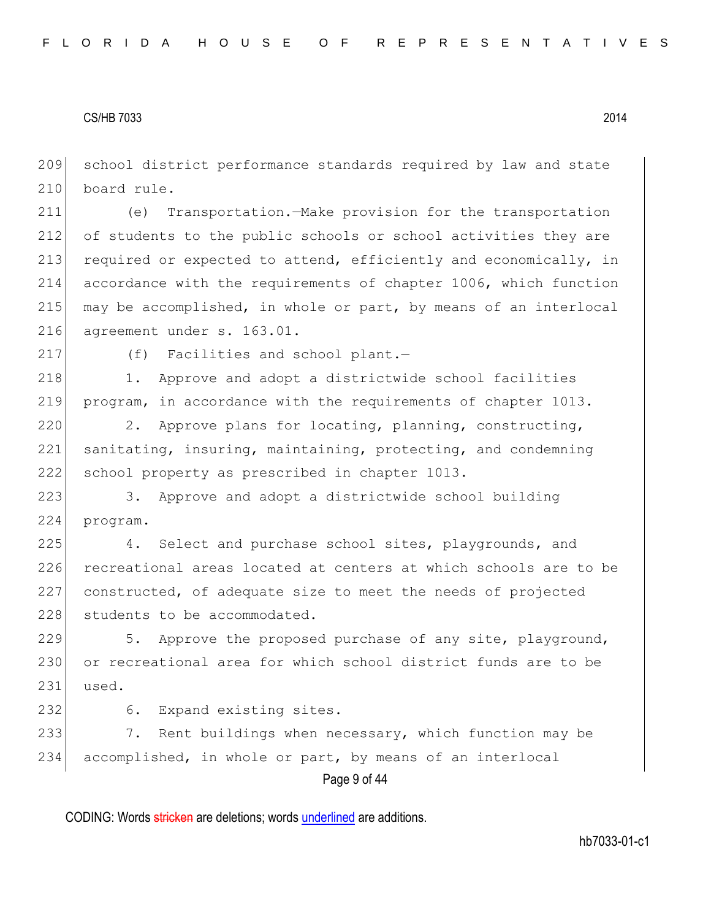school district performance standards required by law and state board rule.

(e) Transportation.—Make provision for the transportation of students to the public schools or school activities they are required or expected to attend, efficiently and economically, in accordance with the requirements of chapter 1006, which function may be accomplished, in whole or part, by means of an interlocal agreement under s. 163.01.

(f) Facilities and school plant.—

1. Approve and adopt a districtwide school facilities program, in accordance with the requirements of chapter 1013.

2. Approve plans for locating, planning, constructing, sanitating, insuring, maintaining, protecting, and condemning school property as prescribed in chapter 1013.

3. Approve and adopt a districtwide school building program.

4. Select and purchase school sites, playgrounds, and recreational areas located at centers at which schools are to be constructed, of adequate size to meet the needs of projected students to be accommodated.

5. Approve the proposed purchase of any site, playground, or recreational area for which school district funds are to be used.

6. Expand existing sites.

7. Rent buildings when necessary, which function may be accomplished, in whole or part, by means of an interlocal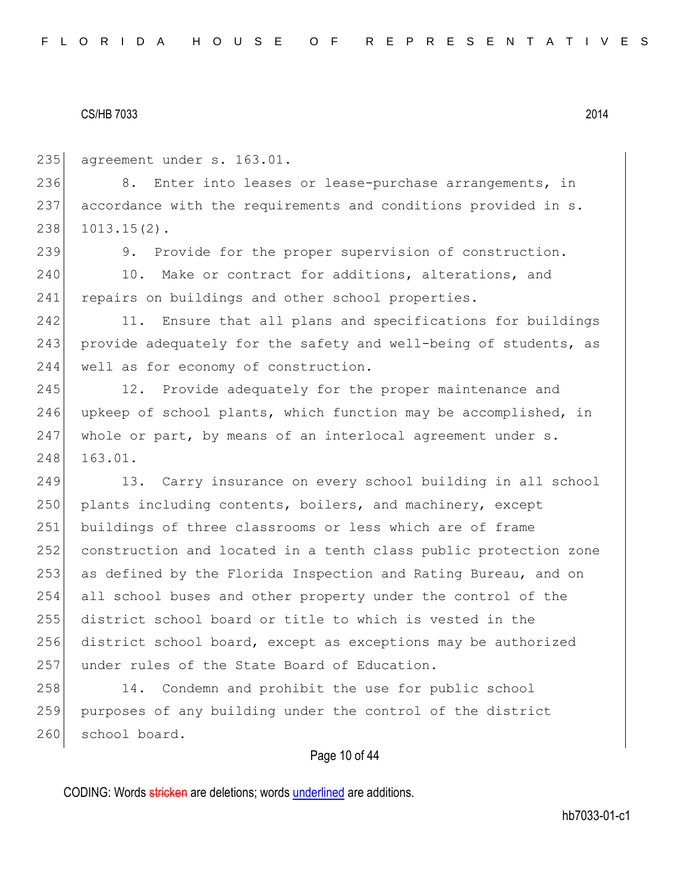agreement under s. 163.01.

8. Enter into leases or lease-purchase arrangements, in accordance with the requirements and conditions provided in s. 1013.15(2).

9. Provide for the proper supervision of construction.

10. Make or contract for additions, alterations, and repairs on buildings and other school properties.

11. Ensure that all plans and specifications for buildings provide adequately for the safety and well-being of students, as well as for economy of construction.

12. Provide adequately for the proper maintenance and upkeep of school plants, which function may be accomplished, in whole or part, by means of an interlocal agreement under s. 163.01.

13. Carry insurance on every school building in all school plants including contents, boilers, and machinery, except buildings of three classrooms or less which are of frame construction and located in a tenth class public protection zone as defined by the Florida Inspection and Rating Bureau, and on all school buses and other property under the control of the district school board or title to which is vested in the district school board, except as exceptions may be authorized under rules of the State Board of Education.

14. Condemn and prohibit the use for public school purposes of any building under the control of the district school board.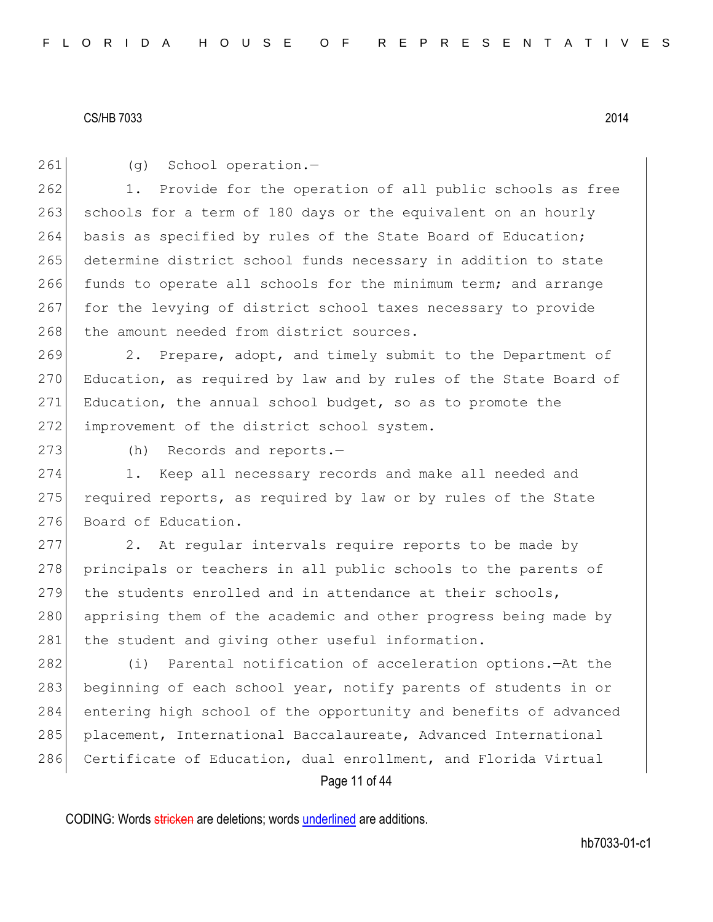(g) School operation.—

1. Provide for the operation of all public schools as free schools for a term of 180 days or the equivalent on an hourly basis as specified by rules of the State Board of Education; determine district school funds necessary in addition to state funds to operate all schools for the minimum term; and arrange for the levying of district school taxes necessary to provide the amount needed from district sources.

2. Prepare, adopt, and timely submit to the Department of Education, as required by law and by rules of the State Board of Education, the annual school budget, so as to promote the improvement of the district school system.

(h) Records and reports.—

1. Keep all necessary records and make all needed and required reports, as required by law or by rules of the State Board of Education.

2. At regular intervals require reports to be made by principals or teachers in all public schools to the parents of the students enrolled and in attendance at their schools, apprising them of the academic and other progress being made by the student and giving other useful information.

(i) Parental notification of acceleration options.—At the beginning of each school year, notify parents of students in or entering high school of the opportunity and benefits of advanced placement, International Baccalaureate, Advanced International Certificate of Education, dual enrollment, and Florida Virtual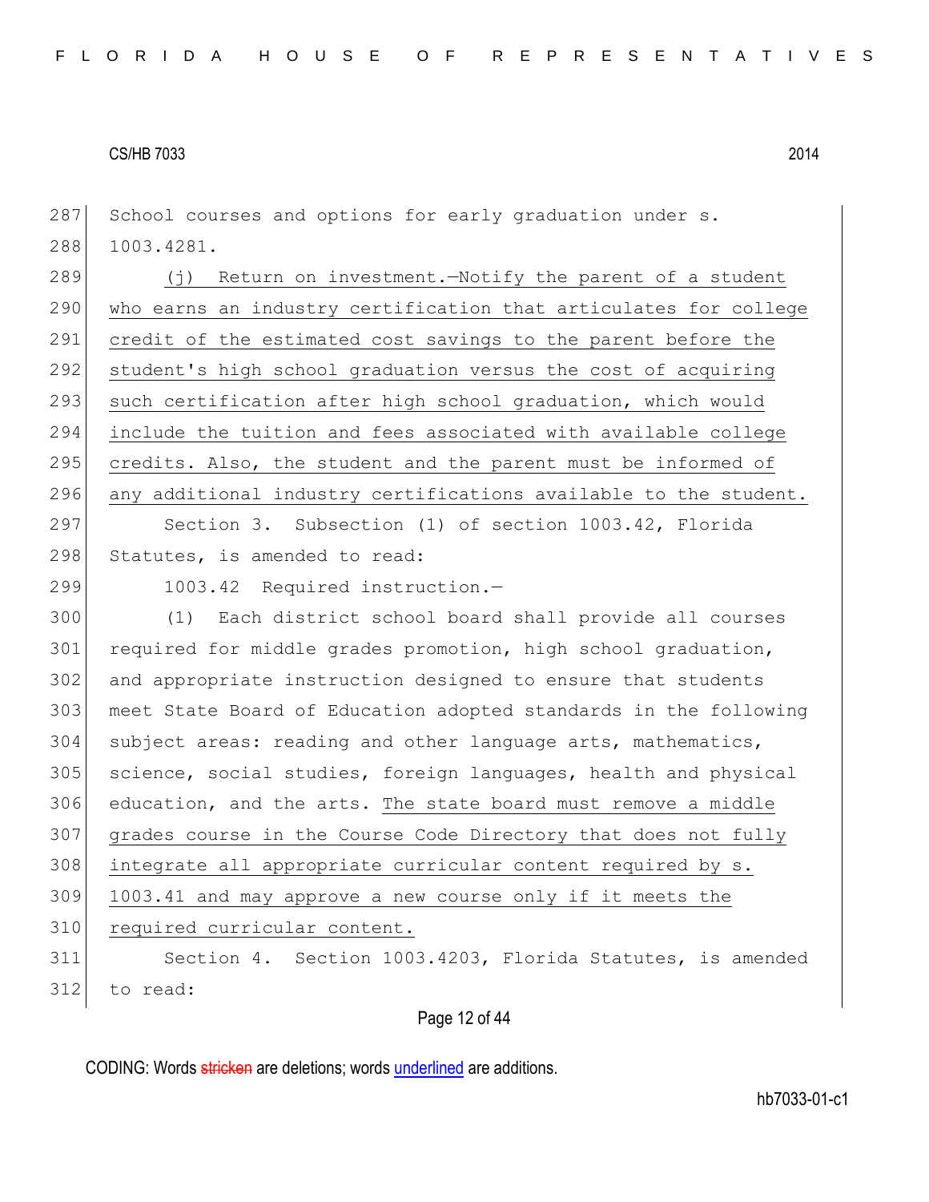School courses and options for early graduation under s. 1003.4281.

(j) Return on investment.—Notify the parent of a student who earns an industry certification that articulates for college credit of the estimated cost savings to the parent before the student's high school graduation versus the cost of acquiring such certification after high school graduation, which would include the tuition and fees associated with available college credits. Also, the student and the parent must be informed of any additional industry certifications available to the student.

Section 3. Subsection (1) of section 1003.42, Florida Statutes, is amended to read:

1003.42 Required instruction.—

(1) Each district school board shall provide all courses required for middle grades promotion, high school graduation, and appropriate instruction designed to ensure that students meet State Board of Education adopted standards in the following subject areas: reading and other language arts, mathematics, science, social studies, foreign languages, health and physical education, and the arts. The state board must remove a middle grades course in the Course Code Directory that does not fully integrate all appropriate curricular content required by s. 1003.41 and may approve a new course only if it meets the required curricular content.

Section 4. Section 1003.4203, Florida Statutes, is amended to read: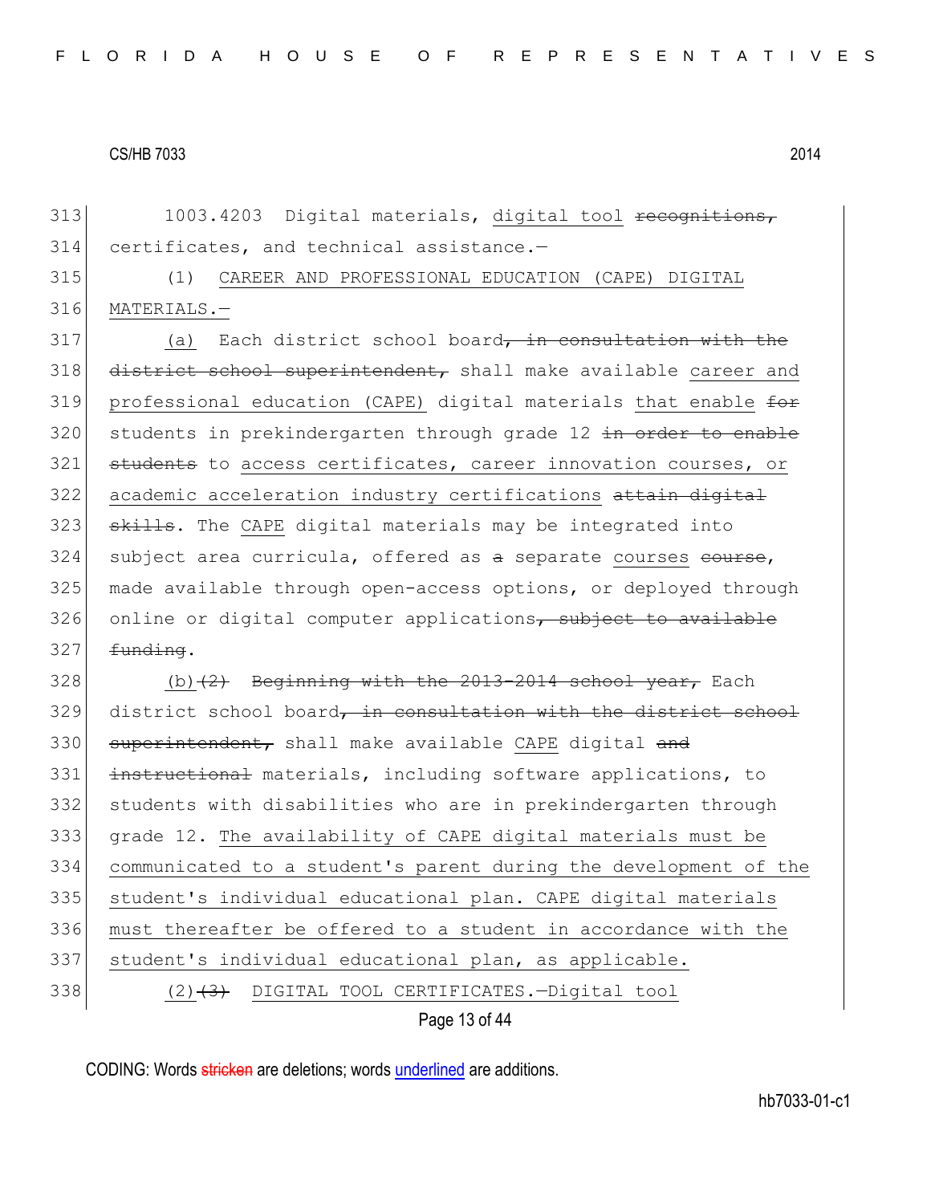313 1003.4203 Digital materials, digital tool ~~recognitions,~~ certificates, and technical assistance.—

315 (1) CAREER AND PROFESSIONAL EDUCATION (CAPE) DIGITAL MATERIALS.—

317 (a) Each district school board~~, in consultation with the district school superintendent,~~ shall make available career and professional education (CAPE) digital materials that enable ~~for~~ students in prekindergarten through grade 12 ~~in order to enable students~~ to access certificates, career innovation courses, or academic acceleration industry certifications ~~attain digital skills~~. The CAPE digital materials may be integrated into subject area curricula, offered as ~~a~~ separate courses ~~course~~, made available through open-access options, or deployed through online or digital computer applications~~, subject to available funding~~.

328 (b)~~(2)~~ ~~Beginning with the 2013-2014 school year,~~ Each district school board~~, in consultation with the district school superintendent,~~ shall make available CAPE digital ~~and instructional~~ materials, including software applications, to students with disabilities who are in prekindergarten through grade 12. The availability of CAPE digital materials must be communicated to a student's parent during the development of the student's individual educational plan. CAPE digital materials must thereafter be offered to a student in accordance with the student's individual educational plan, as applicable.

338 (2)~~(3)~~ DIGITAL TOOL CERTIFICATES.—Digital tool

CODING: Words ~~stricken~~ are deletions; words underlined are additions.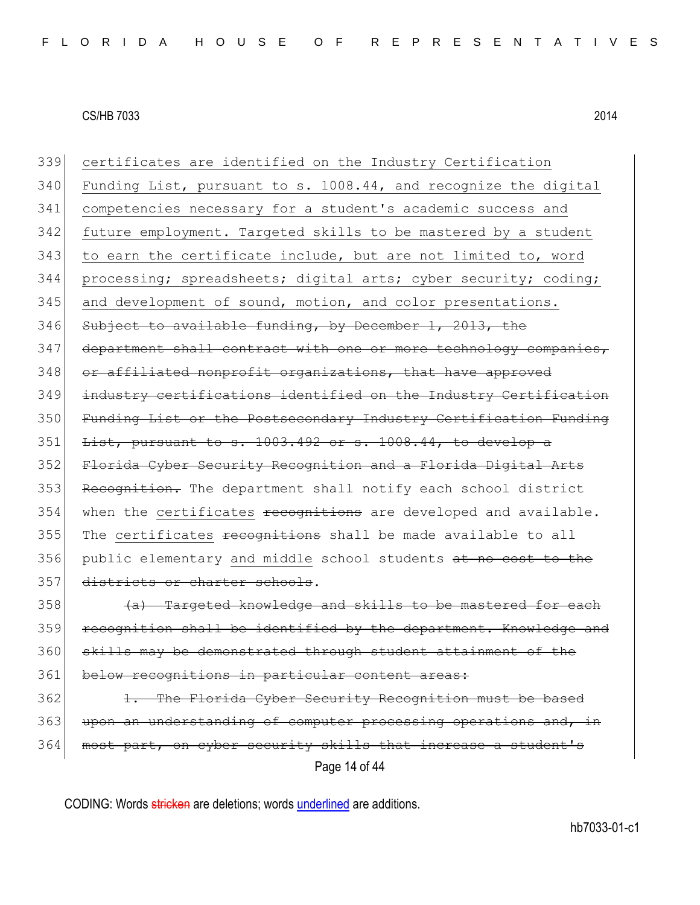339 certificates are identified on the Industry Certification
340 Funding List, pursuant to s. 1008.44, and recognize the digital
341 competencies necessary for a student's academic success and
342 future employment. Targeted skills to be mastered by a student
343 to earn the certificate include, but are not limited to, word
344 processing; spreadsheets; digital arts; cyber security; coding;
345 and development of sound, motion, and color presentations.
346 ~~Subject to available funding, by December 1, 2013, the~~
347 ~~department shall contract with one or more technology companies,~~
348 ~~or affiliated nonprofit organizations, that have approved~~
349 ~~industry certifications identified on the Industry Certification~~
350 ~~Funding List or the Postsecondary Industry Certification Funding~~
351 ~~List, pursuant to s. 1003.492 or s. 1008.44, to develop a~~
352 ~~Florida Cyber Security Recognition and a Florida Digital Arts~~
353 ~~Recognition.~~ The department shall notify each school district
354 when the certificates ~~recognitions~~ are developed and available.
355 The certificates ~~recognitions~~ shall be made available to all
356 public elementary and middle school students ~~at no cost to the~~
357 ~~districts or charter schools~~.
358 ~~(a) Targeted knowledge and skills to be mastered for each~~
359 ~~recognition shall be identified by the department. Knowledge and~~
360 ~~skills may be demonstrated through student attainment of the~~
361 ~~below recognitions in particular content areas:~~
362 ~~1. The Florida Cyber Security Recognition must be based~~
363 ~~upon an understanding of computer processing operations and, in~~
364 ~~most part, on cyber security skills that increase a student's~~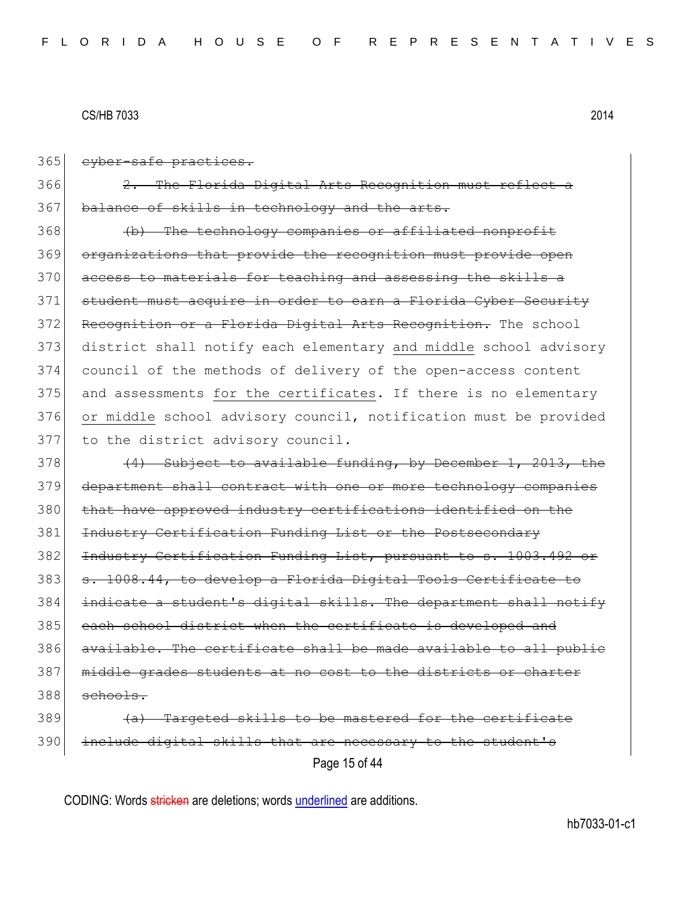365 ~~cyber-safe practices.~~

366 ~~2. The Florida Digital Arts Recognition must reflect a~~
367 ~~balance of skills in technology and the arts.~~

368 ~~(b) The technology companies or affiliated nonprofit~~
369 ~~organizations that provide the recognition must provide open~~
370 ~~access to materials for teaching and assessing the skills a~~
371 ~~student must acquire in order to earn a Florida Cyber Security~~
372 ~~Recognition or a Florida Digital Arts Recognition.~~ The school
373 district shall notify each elementary <u>and middle</u> school advisory
374 council of the methods of delivery of the open-access content
375 and assessments <u>for the certificates</u>. If there is no elementary
376 <u>or middle</u> school advisory council, notification must be provided
377 to the district advisory council.

378 ~~(4) Subject to available funding, by December 1, 2013, the~~
379 ~~department shall contract with one or more technology companies~~
380 ~~that have approved industry certifications identified on the~~
381 ~~Industry Certification Funding List or the Postsecondary~~
382 ~~Industry Certification Funding List, pursuant to s. 1003.492 or~~
383 ~~s. 1008.44, to develop a Florida Digital Tools Certificate to~~
384 ~~indicate a student's digital skills. The department shall notify~~
385 ~~each school district when the certificate is developed and~~
386 ~~available. The certificate shall be made available to all public~~
387 ~~middle grades students at no cost to the districts or charter~~
388 ~~schools.~~

389 ~~(a) Targeted skills to be mastered for the certificate~~
390 ~~include digital skills that are necessary to the student's~~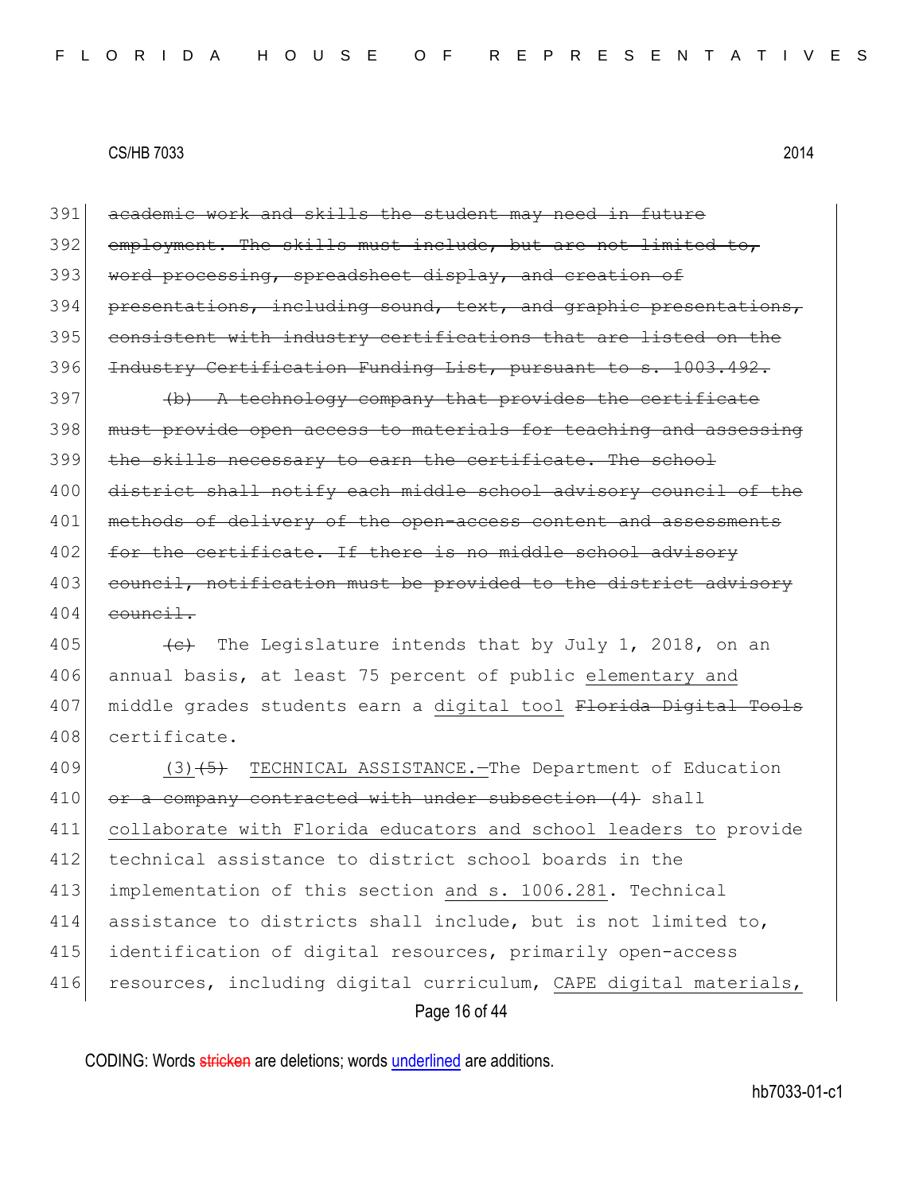391 ~~academic work and skills the student may need in future~~
392 ~~employment. The skills must include, but are not limited to,~~
393 ~~word processing, spreadsheet display, and creation of~~
394 ~~presentations, including sound, text, and graphic presentations,~~
395 ~~consistent with industry certifications that are listed on the~~
396 ~~Industry Certification Funding List, pursuant to s. 1003.492.~~

397 ~~(b) A technology company that provides the certificate~~
398 ~~must provide open access to materials for teaching and assessing~~
399 ~~the skills necessary to earn the certificate. The school~~
400 ~~district shall notify each middle school advisory council of the~~
401 ~~methods of delivery of the open-access content and assessments~~
402 ~~for the certificate. If there is no middle school advisory~~
403 ~~council, notification must be provided to the district advisory~~
404 ~~council.~~

405 ~~(c)~~ The Legislature intends that by July 1, 2018, on an
406 annual basis, at least 75 percent of public <u>elementary and</u>
407 middle grades students earn a <u>digital tool</u> ~~Florida Digital Tools~~
408 certificate.

409 <u>(3)</u>~~(5)~~ TECHNICAL ASSISTANCE.—The Department of Education
410 ~~or a company contracted with under subsection (4)~~ shall
411 <u>collaborate with Florida educators and school leaders to</u> provide
412 technical assistance to district school boards in the
413 implementation of this section <u>and s. 1006.281</u>. Technical
414 assistance to districts shall include, but is not limited to,
415 identification of digital resources, primarily open-access
416 resources, including digital curriculum, <u>CAPE digital materials,</u>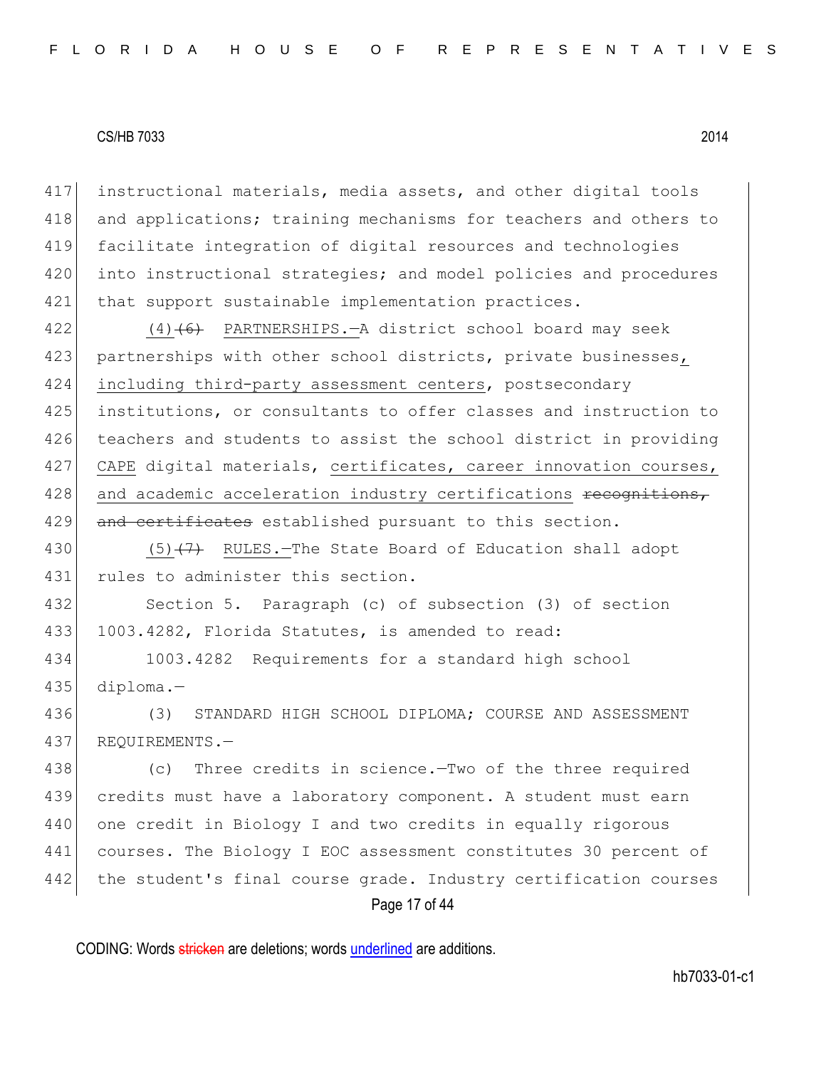417 instructional materials, media assets, and other digital tools
418 and applications; training mechanisms for teachers and others to
419 facilitate integration of digital resources and technologies
420 into instructional strategies; and model policies and procedures
421 that support sustainable implementation practices.

422 (4)~~(6)~~ PARTNERSHIPS.—A district school board may seek
423 partnerships with other school districts, private businesses,
424 including third-party assessment centers, postsecondary
425 institutions, or consultants to offer classes and instruction to
426 teachers and students to assist the school district in providing
427 CAPE digital materials, certificates, career innovation courses,
428 and academic acceleration industry certifications ~~recognitions,~~
429 ~~and certificates~~ established pursuant to this section.

430 (5)~~(7)~~ RULES.—The State Board of Education shall adopt
431 rules to administer this section.

432 Section 5. Paragraph (c) of subsection (3) of section
433 1003.4282, Florida Statutes, is amended to read:

434 1003.4282 Requirements for a standard high school
435 diploma.—

436 (3) STANDARD HIGH SCHOOL DIPLOMA; COURSE AND ASSESSMENT
437 REQUIREMENTS.—

438 (c) Three credits in science.—Two of the three required
439 credits must have a laboratory component. A student must earn
440 one credit in Biology I and two credits in equally rigorous
441 courses. The Biology I EOC assessment constitutes 30 percent of
442 the student's final course grade. Industry certification courses

CODING: Words ~~stricken~~ are deletions; words underlined are additions.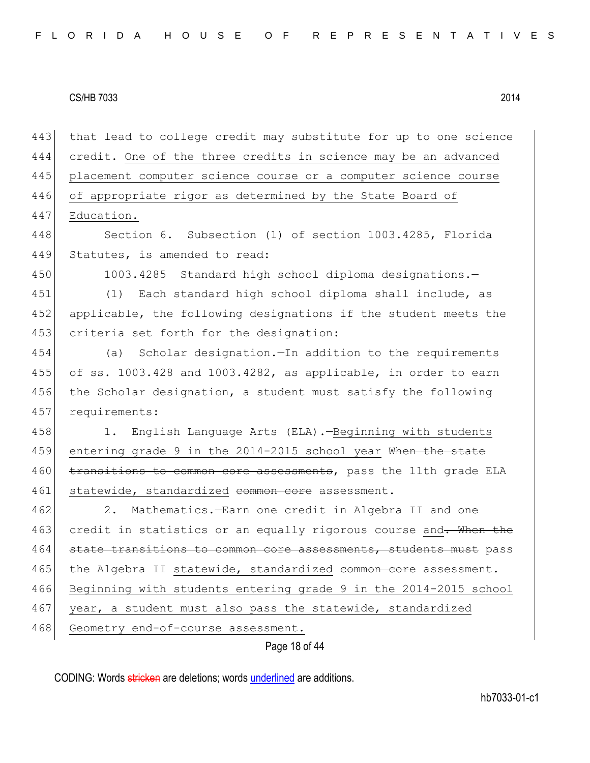443 that lead to college credit may substitute for up to one science
444 credit. <u>One of the three credits in science may be an advanced</u>
445 <u>placement computer science course or a computer science course</u>
446 <u>of appropriate rigor as determined by the State Board of</u>
447 <u>Education.</u>

448 Section 6. Subsection (1) of section 1003.4285, Florida
449 Statutes, is amended to read:

450 1003.4285 Standard high school diploma designations.—

451 (1) Each standard high school diploma shall include, as
452 applicable, the following designations if the student meets the
453 criteria set forth for the designation:

454 (a) Scholar designation.—In addition to the requirements
455 of ss. 1003.428 and 1003.4282, as applicable, in order to earn
456 the Scholar designation, a student must satisfy the following
457 requirements:

458 1. English Language Arts (ELA).—<u>Beginning with students</u>
459 <u>entering grade 9 in the 2014-2015 school year</u> ~~When the state~~
460 ~~transitions to common core assessments~~, pass the 11th grade ELA
461 <u>statewide, standardized</u> ~~common core~~ assessment.

462 2. Mathematics.—Earn one credit in Algebra II and one
463 credit in statistics or an equally rigorous course <u>and</u>~~. When the~~
464 ~~state transitions to common core assessments, students must~~ pass
465 the Algebra II <u>statewide, standardized</u> ~~common core~~ assessment.
466 <u>Beginning with students entering grade 9 in the 2014-2015 school</u>
467 <u>year, a student must also pass the statewide, standardized</u>
468 <u>Geometry end-of-course assessment.</u>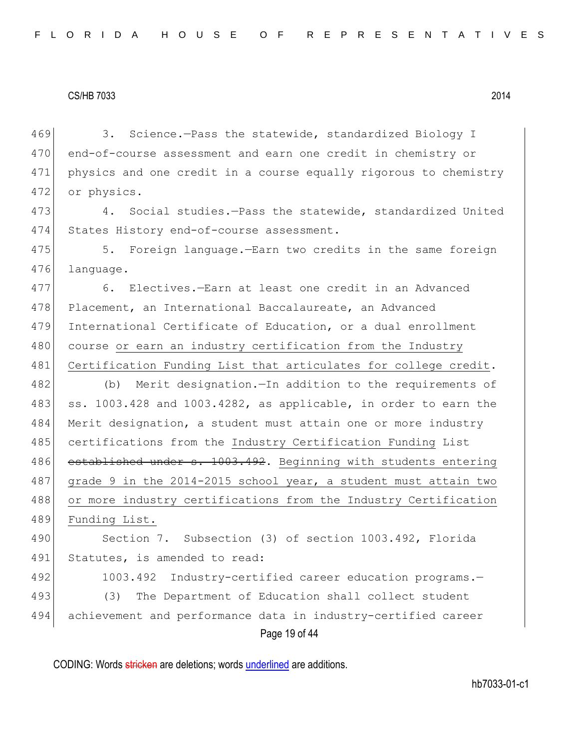3. Science.—Pass the statewide, standardized Biology I end-of-course assessment and earn one credit in chemistry or physics and one credit in a course equally rigorous to chemistry or physics.

4. Social studies.—Pass the statewide, standardized United States History end-of-course assessment.

5. Foreign language.—Earn two credits in the same foreign language.

6. Electives.—Earn at least one credit in an Advanced Placement, an International Baccalaureate, an Advanced International Certificate of Education, or a dual enrollment course <u>or earn an industry certification from the Industry Certification Funding List that articulates for college credit</u>.

(b) Merit designation.—In addition to the requirements of ss. 1003.428 and 1003.4282, as applicable, in order to earn the Merit designation, a student must attain one or more industry certifications from the <u>Industry Certification Funding</u> List ~~established under s. 1003.492~~. <u>Beginning with students entering grade 9 in the 2014-2015 school year, a student must attain two or more industry certifications from the Industry Certification Funding List.</u>

Section 7. Subsection (3) of section 1003.492, Florida Statutes, is amended to read:

1003.492 Industry-certified career education programs.—

(3) The Department of Education shall collect student achievement and performance data in industry-certified career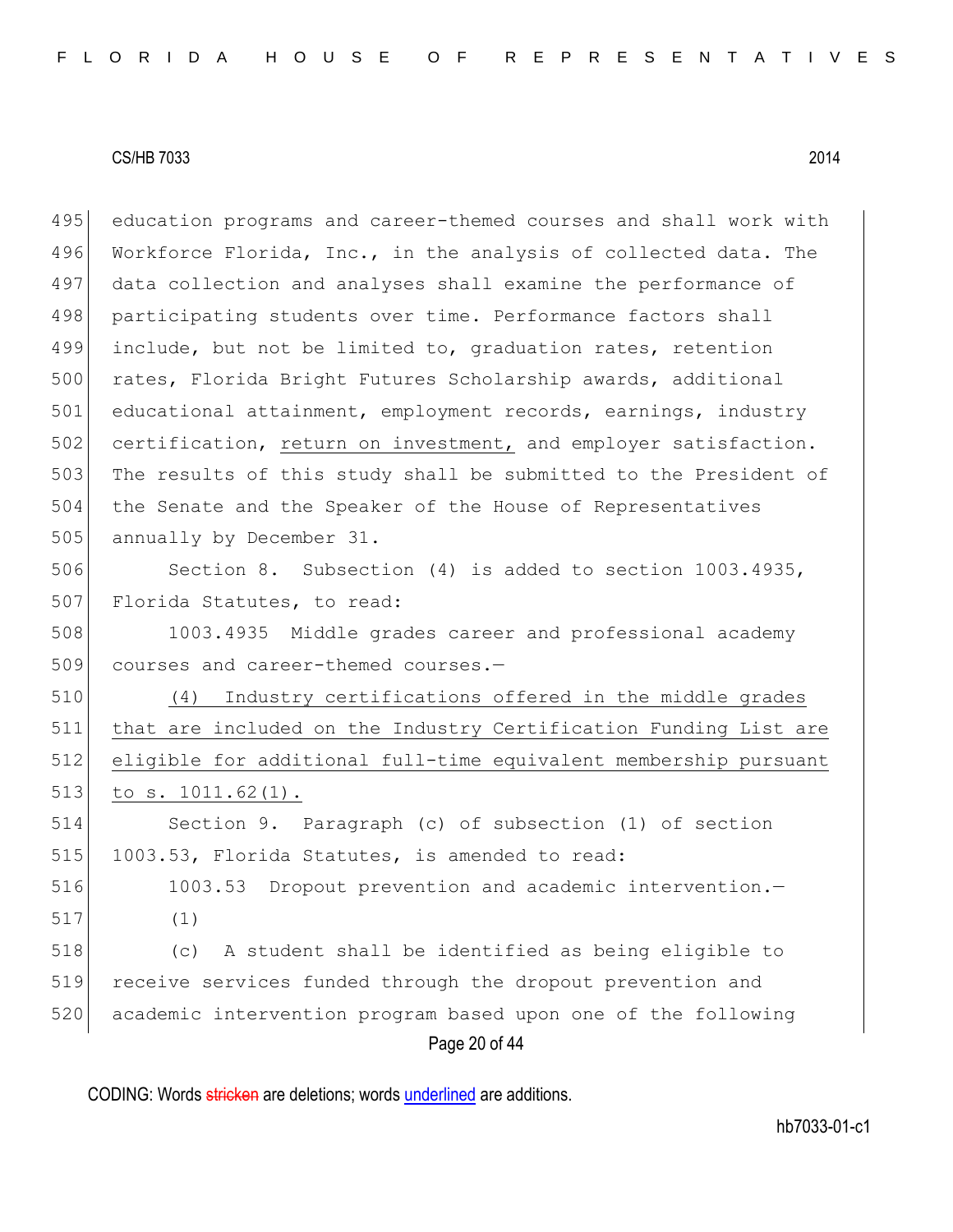education programs and career-themed courses and shall work with Workforce Florida, Inc., in the analysis of collected data. The data collection and analyses shall examine the performance of participating students over time. Performance factors shall include, but not be limited to, graduation rates, retention rates, Florida Bright Futures Scholarship awards, additional educational attainment, employment records, earnings, industry certification, <u>return on investment,</u> and employer satisfaction. The results of this study shall be submitted to the President of the Senate and the Speaker of the House of Representatives annually by December 31.

Section 8. Subsection (4) is added to section 1003.4935, Florida Statutes, to read:

1003.4935 Middle grades career and professional academy courses and career-themed courses.—

<u>(4) Industry certifications offered in the middle grades that are included on the Industry Certification Funding List are eligible for additional full-time equivalent membership pursuant to s. 1011.62(1).</u>

Section 9. Paragraph (c) of subsection (1) of section 1003.53, Florida Statutes, is amended to read:

1003.53 Dropout prevention and academic intervention.—

(1)

(c) A student shall be identified as being eligible to receive services funded through the dropout prevention and academic intervention program based upon one of the following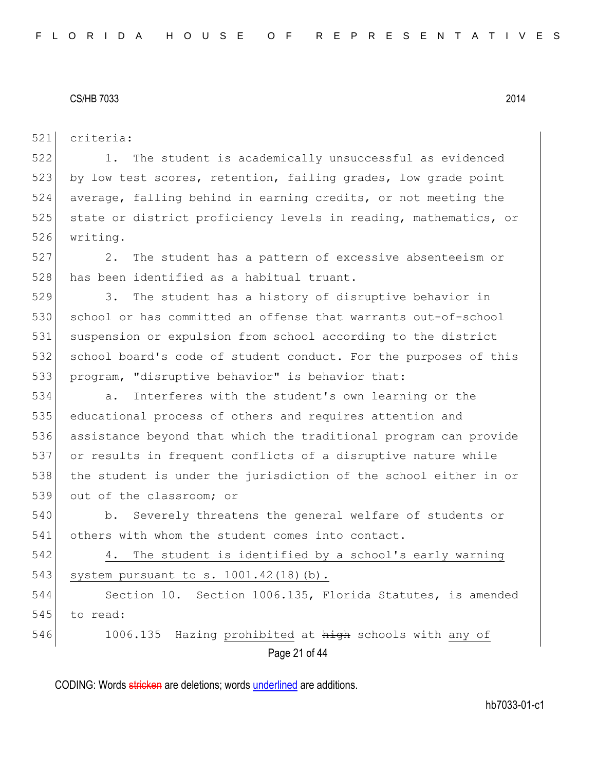criteria:

1. The student is academically unsuccessful as evidenced by low test scores, retention, failing grades, low grade point average, falling behind in earning credits, or not meeting the state or district proficiency levels in reading, mathematics, or writing.

2. The student has a pattern of excessive absenteeism or has been identified as a habitual truant.

3. The student has a history of disruptive behavior in school or has committed an offense that warrants out-of-school suspension or expulsion from school according to the district school board's code of student conduct. For the purposes of this program, "disruptive behavior" is behavior that:

a. Interferes with the student's own learning or the educational process of others and requires attention and assistance beyond that which the traditional program can provide or results in frequent conflicts of a disruptive nature while the student is under the jurisdiction of the school either in or out of the classroom; or

b. Severely threatens the general welfare of students or others with whom the student comes into contact.

<u>4. The student is identified by a school's early warning system pursuant to s. 1001.42(18)(b).</u>

Section 10. Section 1006.135, Florida Statutes, is amended to read:

1006.135 Hazing <u>prohibited</u> at ~~high~~ schools with <u>any of</u>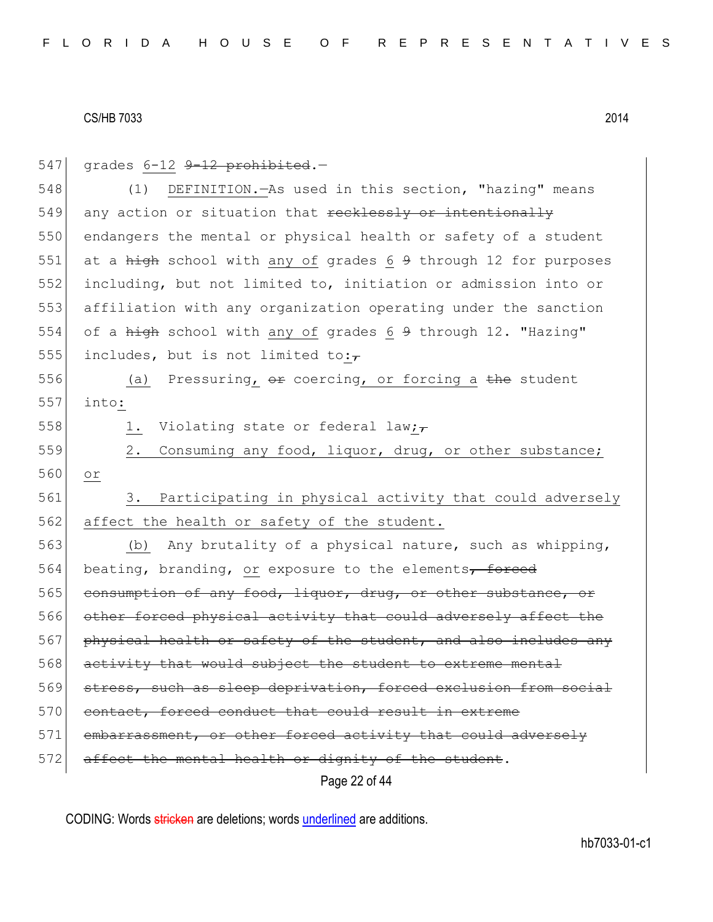547 grades 6-12 ~~9-12 prohibited~~.—

548 (1) DEFINITION.—As used in this section, "hazing" means
549 any action or situation that ~~recklessly or intentionally~~
550 endangers the mental or physical health or safety of a student
551 at a ~~high~~ school with any of grades 6 ~~9~~ through 12 for purposes
552 including, but not limited to, initiation or admission into or
553 affiliation with any organization operating under the sanction
554 of a ~~high~~ school with any of grades 6 ~~9~~ through 12. "Hazing"
555 includes, but is not limited to:~~,~~

556 (a) Pressuring, ~~or~~ coercing, or forcing a ~~the~~ student
557 into:

558 1. Violating state or federal law;~~,~~

559 2. Consuming any food, liquor, drug, or other substance;
560 or

561 3. Participating in physical activity that could adversely
562 affect the health or safety of the student.

563 (b) Any brutality of a physical nature, such as whipping,
564 beating, branding, or exposure to the elements~~, forced~~
565 ~~consumption of any food, liquor, drug, or other substance, or~~
566 ~~other forced physical activity that could adversely affect the~~
567 ~~physical health or safety of the student, and also includes any~~
568 ~~activity that would subject the student to extreme mental~~
569 ~~stress, such as sleep deprivation, forced exclusion from social~~
570 ~~contact, forced conduct that could result in extreme~~
571 ~~embarrassment, or other forced activity that could adversely~~
572 ~~affect the mental health or dignity of the student~~.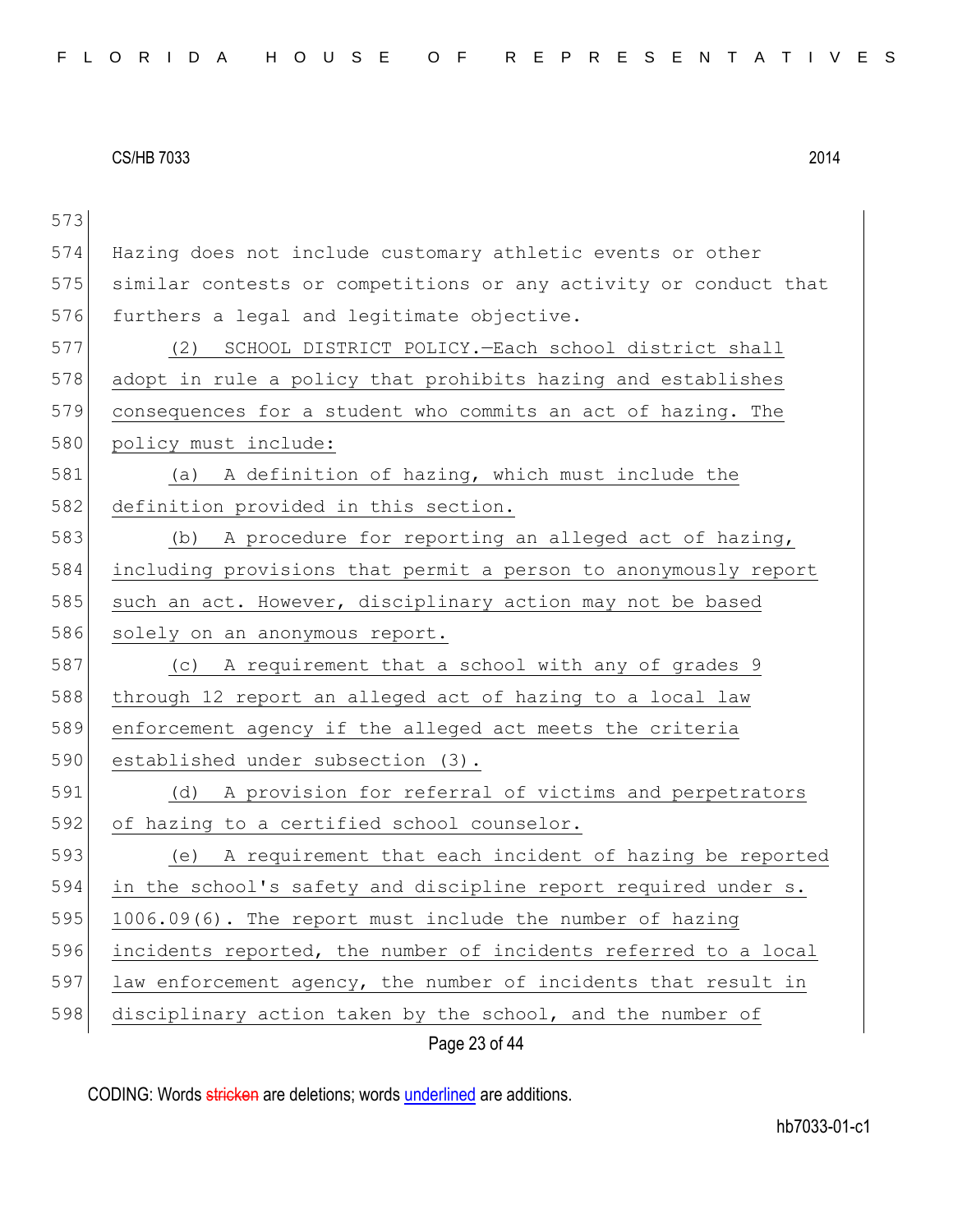Hazing does not include customary athletic events or other similar contests or competitions or any activity or conduct that furthers a legal and legitimate objective.

(2) SCHOOL DISTRICT POLICY.—Each school district shall adopt in rule a policy that prohibits hazing and establishes consequences for a student who commits an act of hazing. The policy must include:

(a) A definition of hazing, which must include the definition provided in this section.

(b) A procedure for reporting an alleged act of hazing, including provisions that permit a person to anonymously report such an act. However, disciplinary action may not be based solely on an anonymous report.

(c) A requirement that a school with any of grades 9 through 12 report an alleged act of hazing to a local law enforcement agency if the alleged act meets the criteria established under subsection (3).

(d) A provision for referral of victims and perpetrators of hazing to a certified school counselor.

(e) A requirement that each incident of hazing be reported in the school's safety and discipline report required under s. 1006.09(6). The report must include the number of hazing incidents reported, the number of incidents referred to a local law enforcement agency, the number of incidents that result in disciplinary action taken by the school, and the number of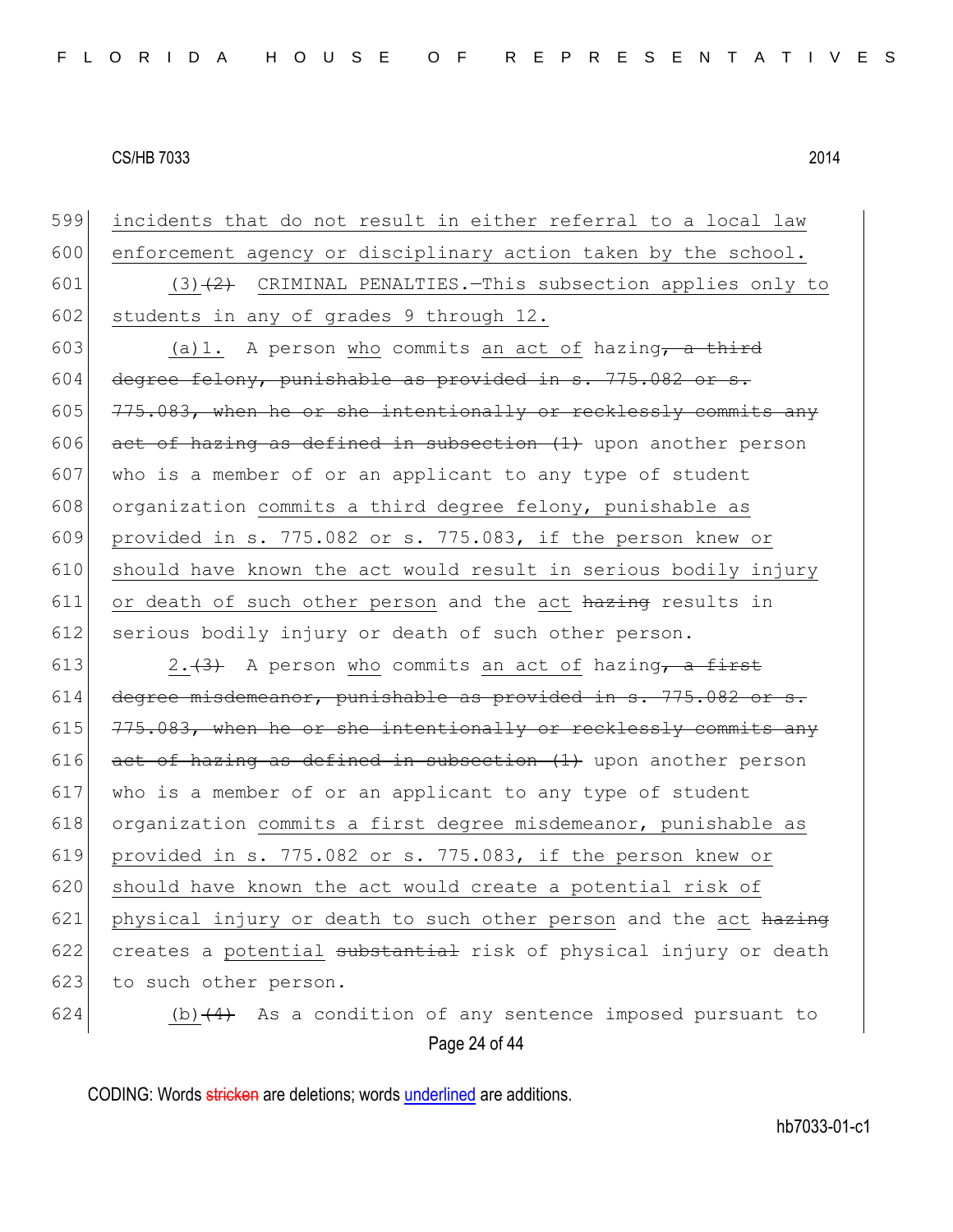incidents that do not result in either referral to a local law enforcement agency or disciplinary action taken by the school.

(3) ~~(2)~~ CRIMINAL PENALTIES.—This subsection applies only to students in any of grades 9 through 12.

(a)1. A person who commits an act of hazing~~, a third degree felony, punishable as provided in s. 775.082 or s. 775.083, when he or she intentionally or recklessly commits any act of hazing as defined in subsection (1)~~ upon another person who is a member of or an applicant to any type of student organization commits a third degree felony, punishable as provided in s. 775.082 or s. 775.083, if the person knew or should have known the act would result in serious bodily injury or death of such other person and the act ~~hazing~~ results in serious bodily injury or death of such other person.

2. ~~(3)~~ A person who commits an act of hazing~~, a first degree misdemeanor, punishable as provided in s. 775.082 or s. 775.083, when he or she intentionally or recklessly commits any act of hazing as defined in subsection (1)~~ upon another person who is a member of or an applicant to any type of student organization commits a first degree misdemeanor, punishable as provided in s. 775.082 or s. 775.083, if the person knew or should have known the act would create a potential risk of physical injury or death to such other person and the act ~~hazing~~ creates a potential ~~substantial~~ risk of physical injury or death to such other person.

(b) ~~(4)~~ As a condition of any sentence imposed pursuant to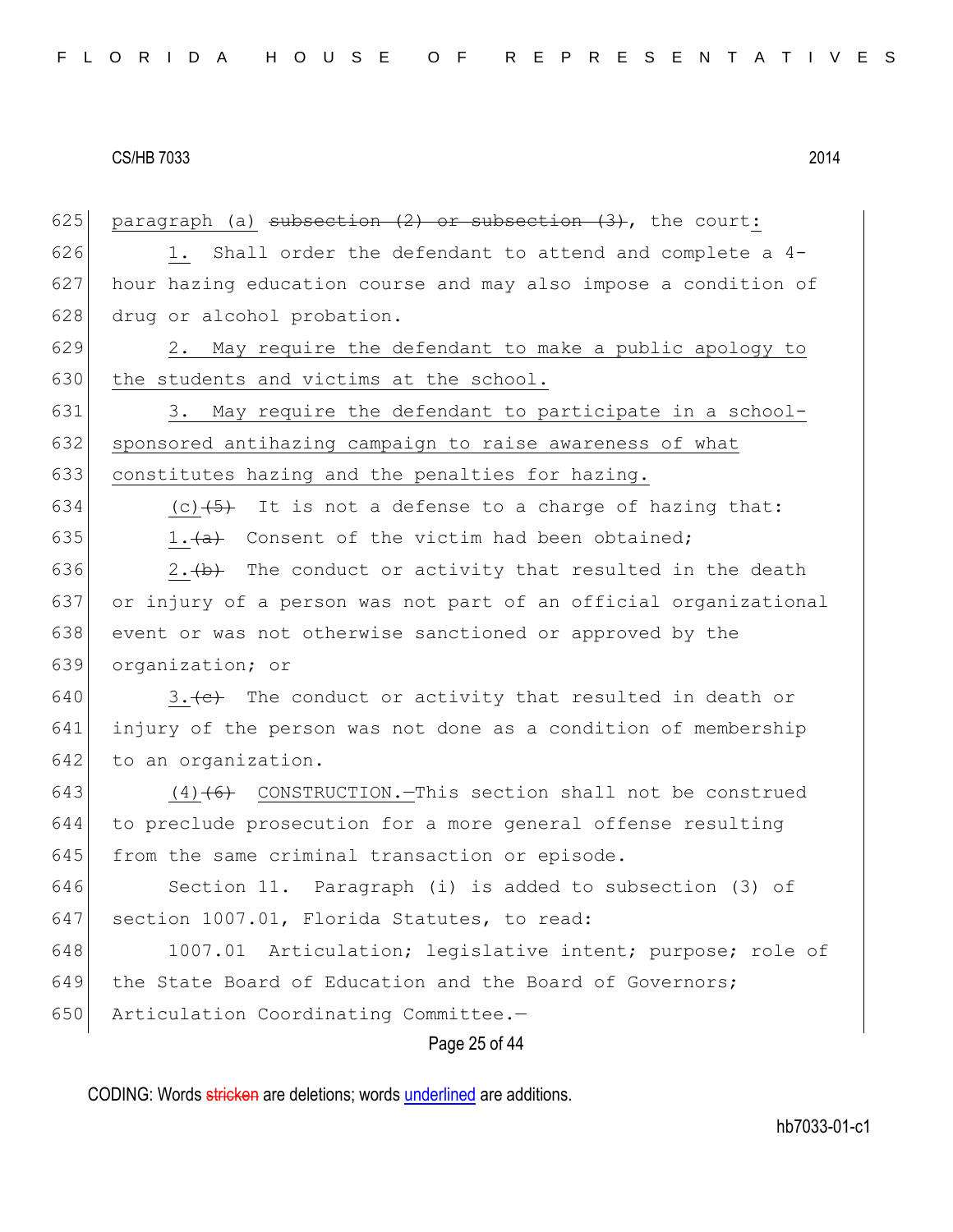625 paragraph (a) ~~subsection (2) or subsection (3)~~, the court:

626 1. Shall order the defendant to attend and complete a 4-

627 hour hazing education course and may also impose a condition of

628 drug or alcohol probation.

629 2. May require the defendant to make a public apology to

630 the students and victims at the school.

631 3. May require the defendant to participate in a school-

632 sponsored antihazing campaign to raise awareness of what

633 constitutes hazing and the penalties for hazing.

634 (c)~~(5)~~ It is not a defense to a charge of hazing that:

635 1.~~(a)~~ Consent of the victim had been obtained;

636 2.~~(b)~~ The conduct or activity that resulted in the death

637 or injury of a person was not part of an official organizational

638 event or was not otherwise sanctioned or approved by the

639 organization; or

640 3.~~(c)~~ The conduct or activity that resulted in death or

641 injury of the person was not done as a condition of membership

642 to an organization.

643 (4)~~(6)~~ CONSTRUCTION.—This section shall not be construed

644 to preclude prosecution for a more general offense resulting

645 from the same criminal transaction or episode.

646 Section 11. Paragraph (i) is added to subsection (3) of

647 section 1007.01, Florida Statutes, to read:

648 1007.01 Articulation; legislative intent; purpose; role of

649 the State Board of Education and the Board of Governors;

650 Articulation Coordinating Committee.—

CODING: Words ~~stricken~~ are deletions; words underlined are additions.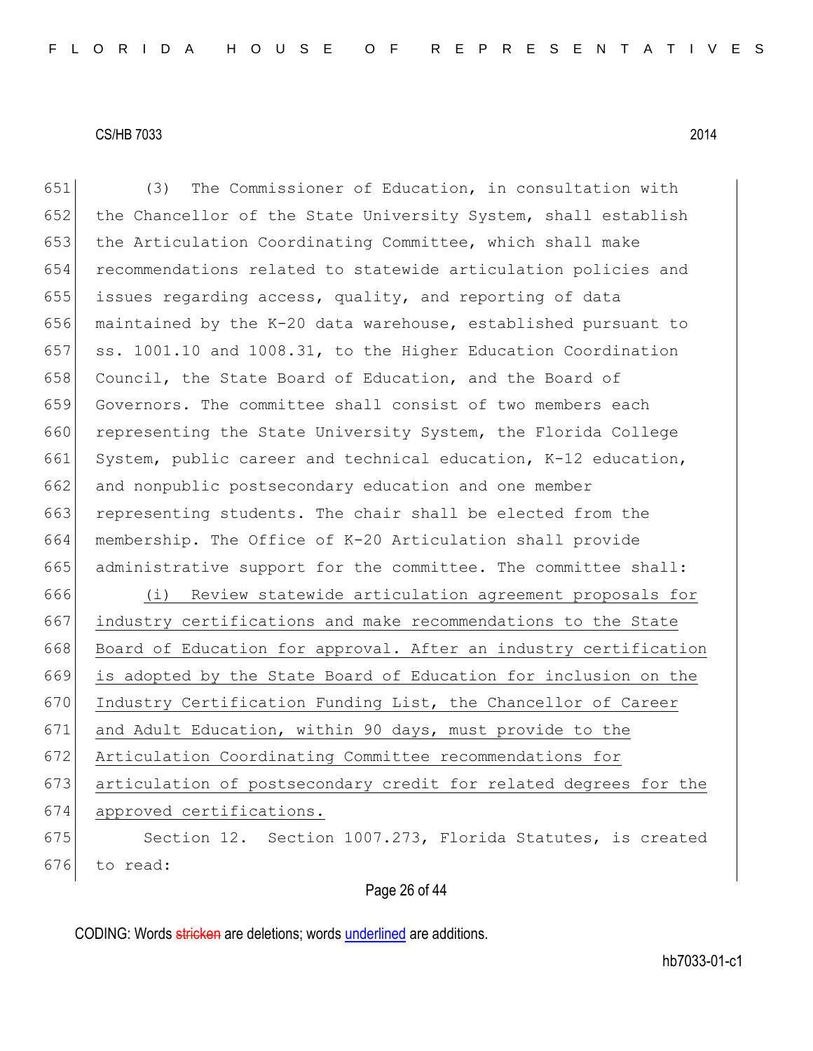(3) The Commissioner of Education, in consultation with the Chancellor of the State University System, shall establish the Articulation Coordinating Committee, which shall make recommendations related to statewide articulation policies and issues regarding access, quality, and reporting of data maintained by the K-20 data warehouse, established pursuant to ss. 1001.10 and 1008.31, to the Higher Education Coordination Council, the State Board of Education, and the Board of Governors. The committee shall consist of two members each representing the State University System, the Florida College System, public career and technical education, K-12 education, and nonpublic postsecondary education and one member representing students. The chair shall be elected from the membership. The Office of K-20 Articulation shall provide administrative support for the committee. The committee shall:

<u>(i) Review statewide articulation agreement proposals for industry certifications and make recommendations to the State Board of Education for approval. After an industry certification is adopted by the State Board of Education for inclusion on the Industry Certification Funding List, the Chancellor of Career and Adult Education, within 90 days, must provide to the Articulation Coordinating Committee recommendations for articulation of postsecondary credit for related degrees for the approved certifications.</u>

Section 12. Section 1007.273, Florida Statutes, is created to read: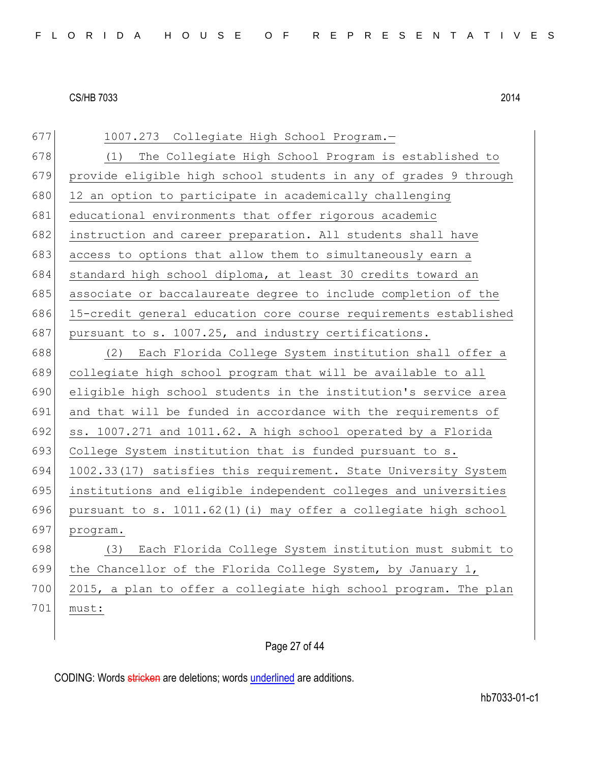1007.273 Collegiate High School Program.—

(1) The Collegiate High School Program is established to provide eligible high school students in any of grades 9 through 12 an option to participate in academically challenging educational environments that offer rigorous academic instruction and career preparation. All students shall have access to options that allow them to simultaneously earn a standard high school diploma, at least 30 credits toward an associate or baccalaureate degree to include completion of the 15-credit general education core course requirements established pursuant to s. 1007.25, and industry certifications.

(2) Each Florida College System institution shall offer a collegiate high school program that will be available to all eligible high school students in the institution's service area and that will be funded in accordance with the requirements of ss. 1007.271 and 1011.62. A high school operated by a Florida College System institution that is funded pursuant to s. 1002.33(17) satisfies this requirement. State University System institutions and eligible independent colleges and universities pursuant to s. 1011.62(1)(i) may offer a collegiate high school program.

(3) Each Florida College System institution must submit to the Chancellor of the Florida College System, by January 1, 2015, a plan to offer a collegiate high school program. The plan must: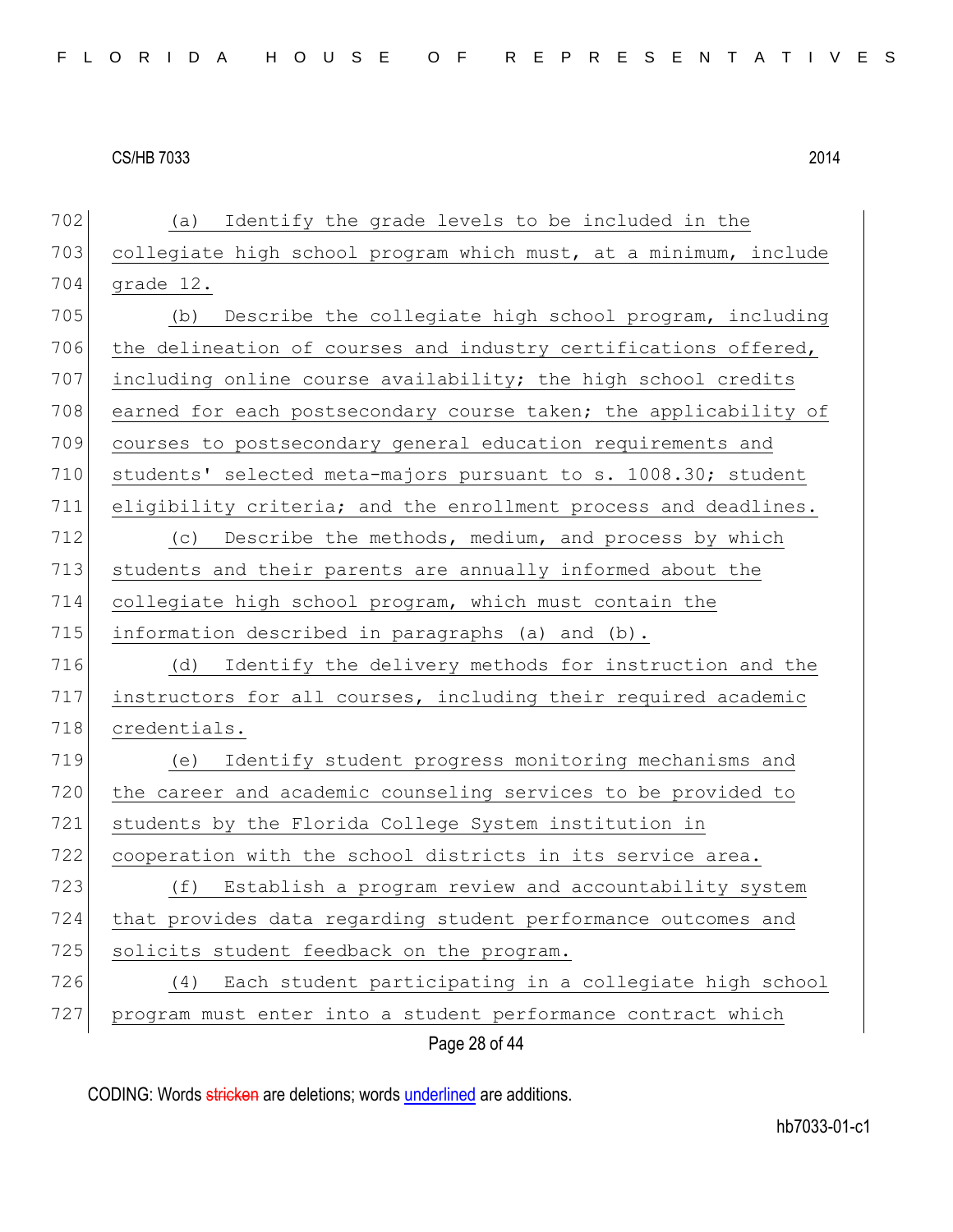(a) Identify the grade levels to be included in the collegiate high school program which must, at a minimum, include grade 12.

(b) Describe the collegiate high school program, including the delineation of courses and industry certifications offered, including online course availability; the high school credits earned for each postsecondary course taken; the applicability of courses to postsecondary general education requirements and students' selected meta-majors pursuant to s. 1008.30; student eligibility criteria; and the enrollment process and deadlines.

(c) Describe the methods, medium, and process by which students and their parents are annually informed about the collegiate high school program, which must contain the information described in paragraphs (a) and (b).

(d) Identify the delivery methods for instruction and the instructors for all courses, including their required academic credentials.

(e) Identify student progress monitoring mechanisms and the career and academic counseling services to be provided to students by the Florida College System institution in cooperation with the school districts in its service area.

(f) Establish a program review and accountability system that provides data regarding student performance outcomes and solicits student feedback on the program.

(4) Each student participating in a collegiate high school program must enter into a student performance contract which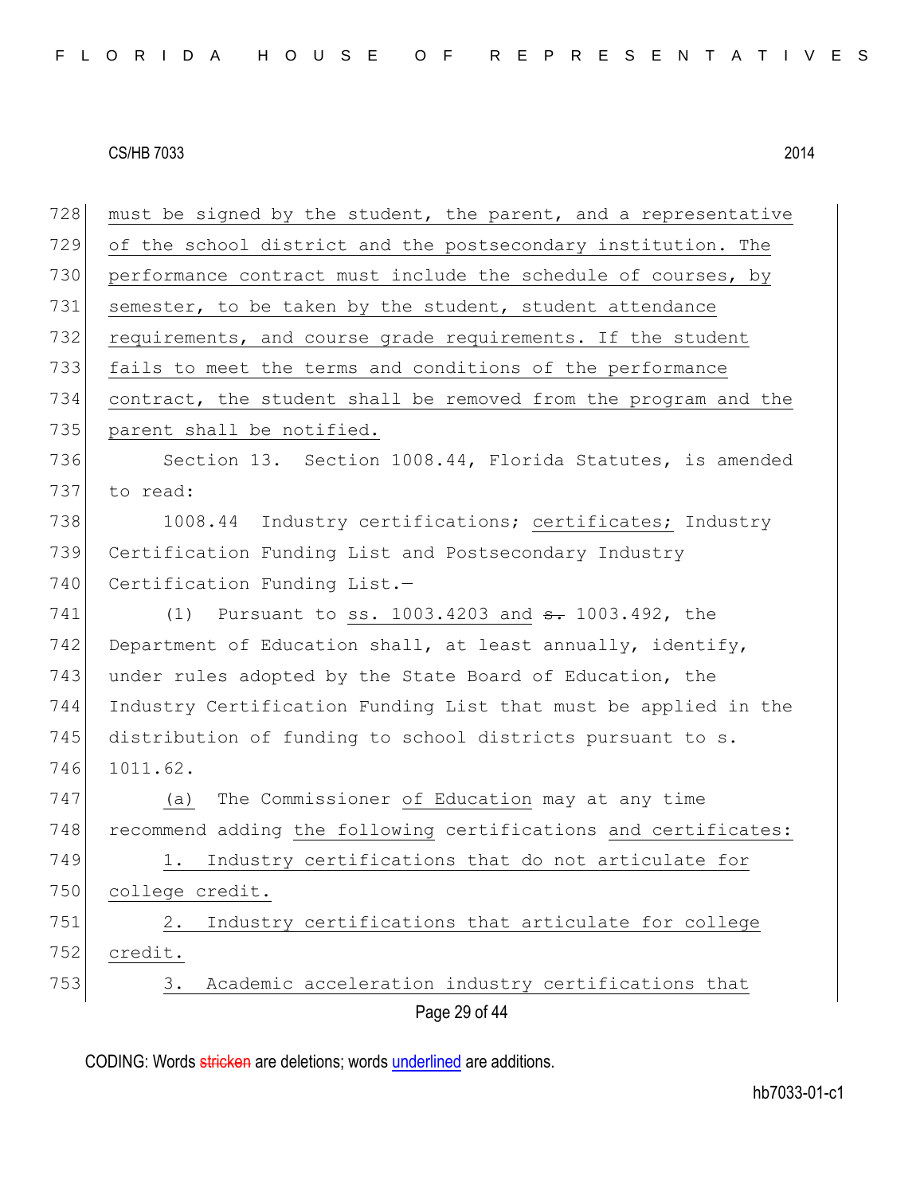728 must be signed by the student, the parent, and a representative
729 of the school district and the postsecondary institution. The
730 performance contract must include the schedule of courses, by
731 semester, to be taken by the student, student attendance
732 requirements, and course grade requirements. If the student
733 fails to meet the terms and conditions of the performance
734 contract, the student shall be removed from the program and the
735 parent shall be notified.

736 Section 13. Section 1008.44, Florida Statutes, is amended
737 to read:

738 1008.44 Industry certifications; certificates; Industry
739 Certification Funding List and Postsecondary Industry
740 Certification Funding List.—

741 (1) Pursuant to ss. 1003.4203 and ~~s.~~ 1003.492, the
742 Department of Education shall, at least annually, identify,
743 under rules adopted by the State Board of Education, the
744 Industry Certification Funding List that must be applied in the
745 distribution of funding to school districts pursuant to s.
746 1011.62.

747 (a) The Commissioner of Education may at any time
748 recommend adding the following certifications and certificates:

749 1. Industry certifications that do not articulate for
750 college credit.

751 2. Industry certifications that articulate for college
752 credit.

753 3. Academic acceleration industry certifications that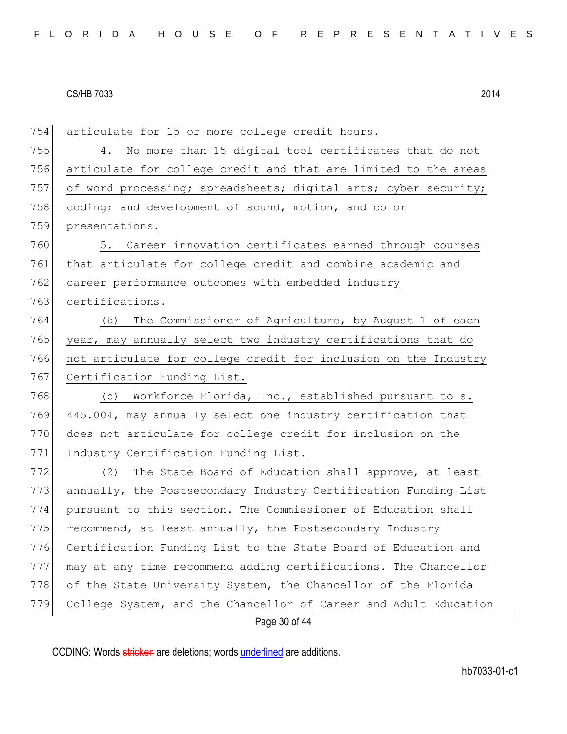articulate for 15 or more college credit hours.

4. No more than 15 digital tool certificates that do not articulate for college credit and that are limited to the areas of word processing; spreadsheets; digital arts; cyber security; coding; and development of sound, motion, and color presentations.

5. Career innovation certificates earned through courses that articulate for college credit and combine academic and career performance outcomes with embedded industry certifications.

(b) The Commissioner of Agriculture, by August 1 of each year, may annually select two industry certifications that do not articulate for college credit for inclusion on the Industry Certification Funding List.

(c) Workforce Florida, Inc., established pursuant to s. 445.004, may annually select one industry certification that does not articulate for college credit for inclusion on the Industry Certification Funding List.

(2) The State Board of Education shall approve, at least annually, the Postsecondary Industry Certification Funding List pursuant to this section. The Commissioner of Education shall recommend, at least annually, the Postsecondary Industry Certification Funding List to the State Board of Education and may at any time recommend adding certifications. The Chancellor of the State University System, the Chancellor of the Florida College System, and the Chancellor of Career and Adult Education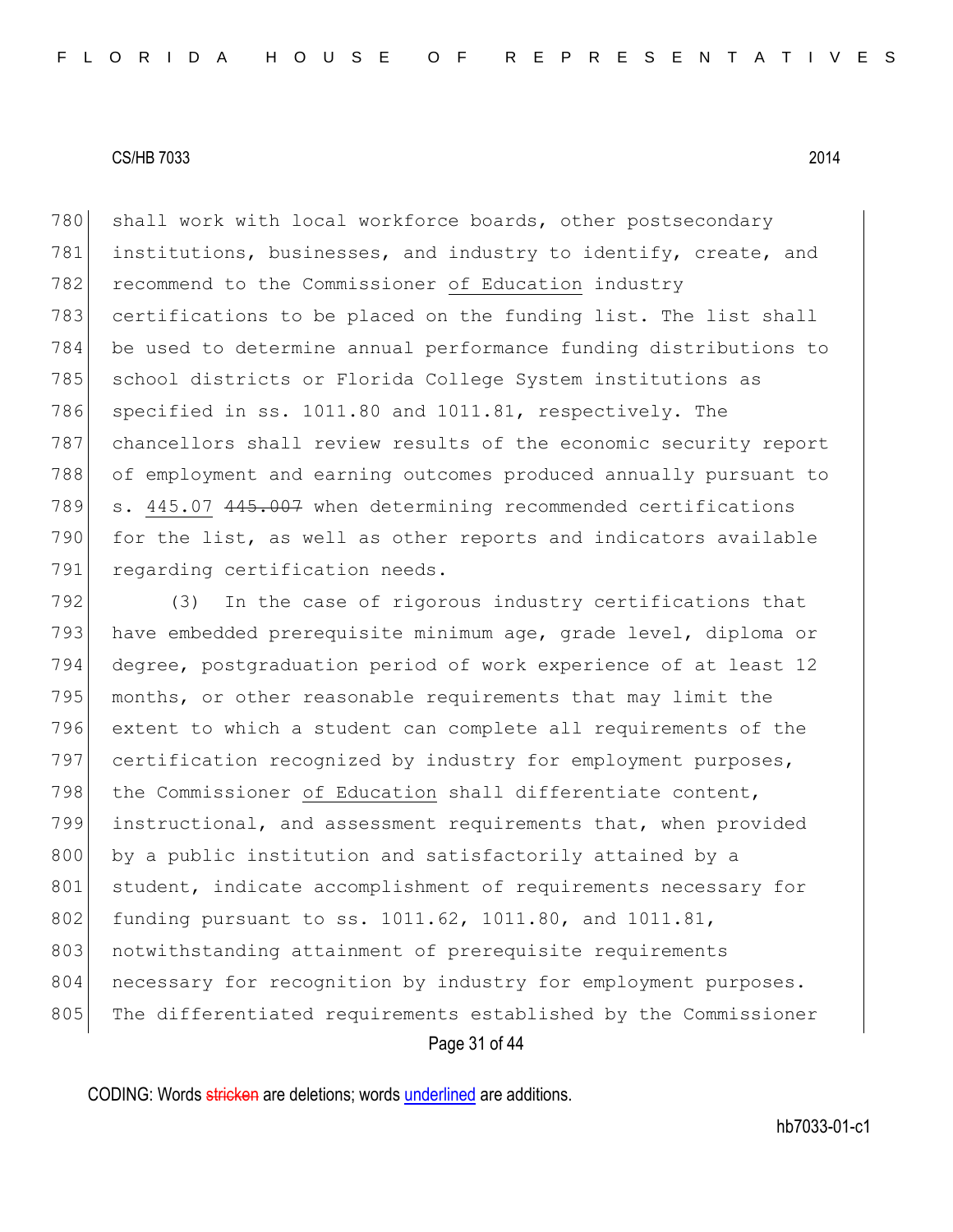780 shall work with local workforce boards, other postsecondary
781 institutions, businesses, and industry to identify, create, and
782 recommend to the Commissioner <u>of Education</u> industry
783 certifications to be placed on the funding list. The list shall
784 be used to determine annual performance funding distributions to
785 school districts or Florida College System institutions as
786 specified in ss. 1011.80 and 1011.81, respectively. The
787 chancellors shall review results of the economic security report
788 of employment and earning outcomes produced annually pursuant to
789 s. <u>445.07</u> ~~445.007~~ when determining recommended certifications
790 for the list, as well as other reports and indicators available
791 regarding certification needs.

792 (3) In the case of rigorous industry certifications that
793 have embedded prerequisite minimum age, grade level, diploma or
794 degree, postgraduation period of work experience of at least 12
795 months, or other reasonable requirements that may limit the
796 extent to which a student can complete all requirements of the
797 certification recognized by industry for employment purposes,
798 the Commissioner <u>of Education</u> shall differentiate content,
799 instructional, and assessment requirements that, when provided
800 by a public institution and satisfactorily attained by a
801 student, indicate accomplishment of requirements necessary for
802 funding pursuant to ss. 1011.62, 1011.80, and 1011.81,
803 notwithstanding attainment of prerequisite requirements
804 necessary for recognition by industry for employment purposes.
805 The differentiated requirements established by the Commissioner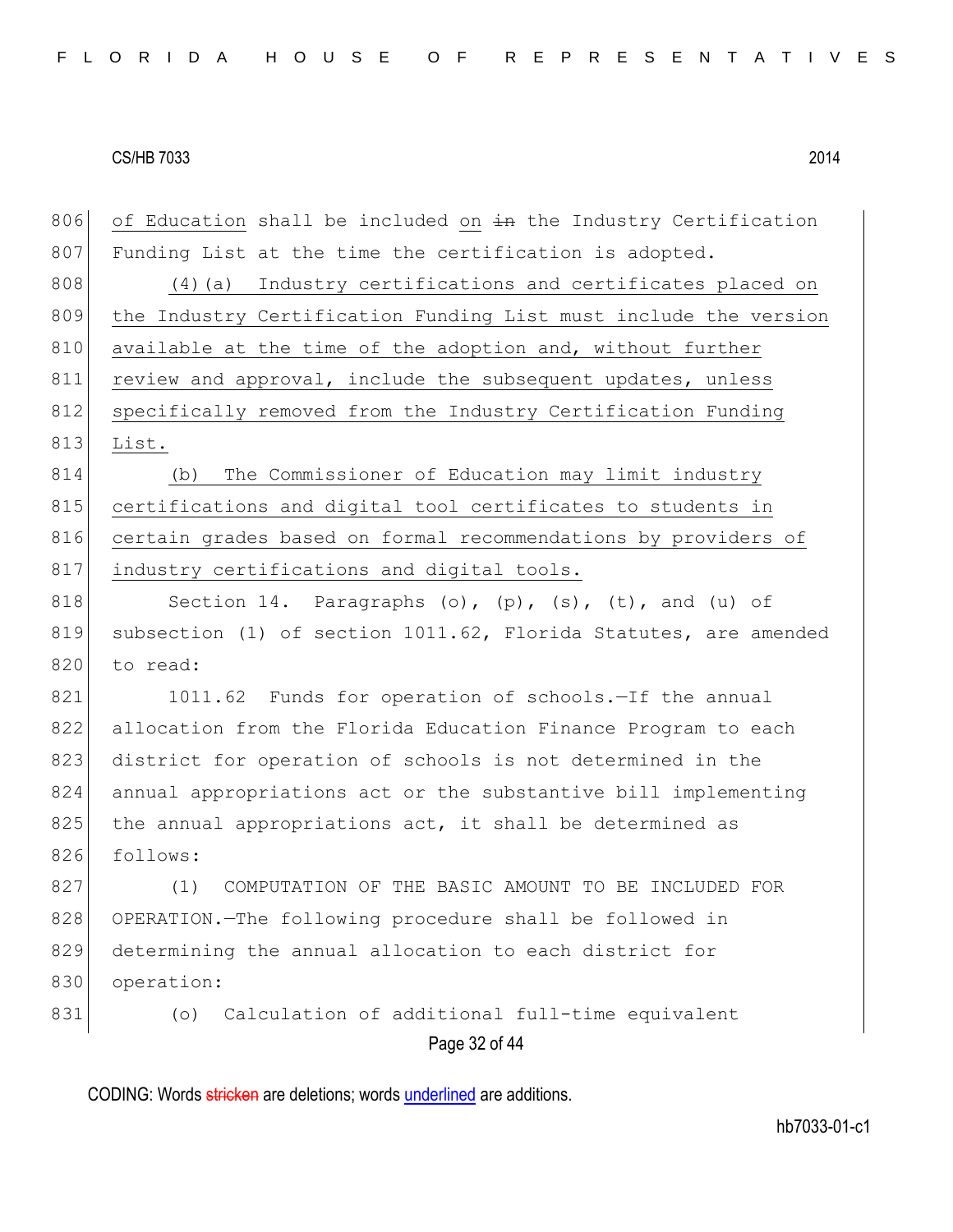806 of Education shall be included on ~~in~~ the Industry Certification
807 Funding List at the time the certification is adopted.

808 (4)(a) Industry certifications and certificates placed on
809 the Industry Certification Funding List must include the version
810 available at the time of the adoption and, without further
811 review and approval, include the subsequent updates, unless
812 specifically removed from the Industry Certification Funding
813 List.

814 (b) The Commissioner of Education may limit industry
815 certifications and digital tool certificates to students in
816 certain grades based on formal recommendations by providers of
817 industry certifications and digital tools.

818 Section 14. Paragraphs (o), (p), (s), (t), and (u) of
819 subsection (1) of section 1011.62, Florida Statutes, are amended
820 to read:

821 1011.62 Funds for operation of schools.—If the annual
822 allocation from the Florida Education Finance Program to each
823 district for operation of schools is not determined in the
824 annual appropriations act or the substantive bill implementing
825 the annual appropriations act, it shall be determined as
826 follows:

827 (1) COMPUTATION OF THE BASIC AMOUNT TO BE INCLUDED FOR
828 OPERATION.—The following procedure shall be followed in
829 determining the annual allocation to each district for
830 operation:

831 (o) Calculation of additional full-time equivalent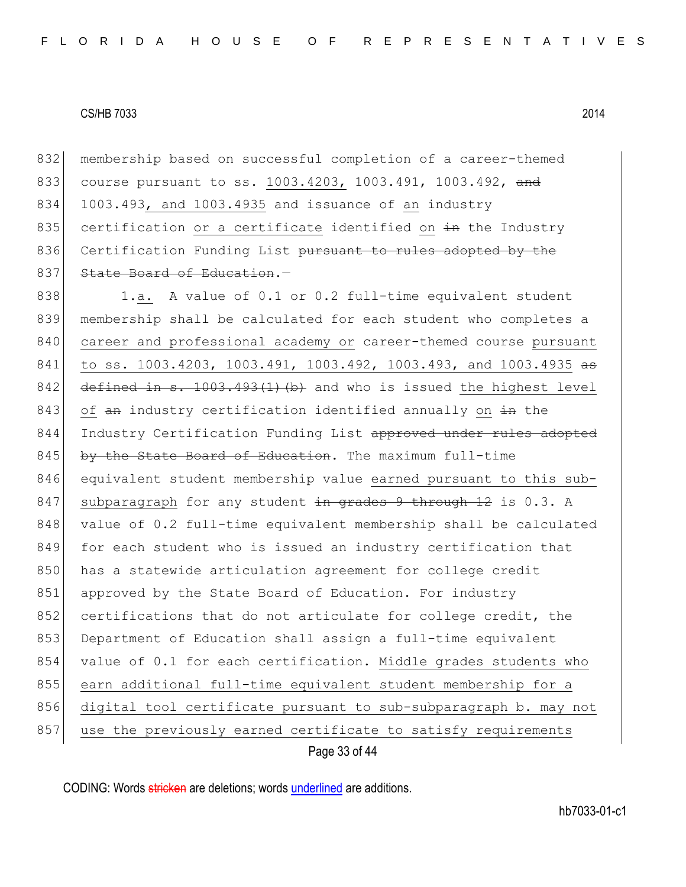CS/HB 7033 2014

832 membership based on successful completion of a career-themed
833 course pursuant to ss. <u>1003.4203,</u> 1003.491, 1003.492, ~~and~~
834 1003.493<u>, and 1003.4935</u> and issuance of <u>an</u> industry
835 certification <u>or a certificate</u> identified <u>on</u> ~~in~~ the Industry
836 Certification Funding List ~~pursuant to rules adopted by the~~
837 ~~State Board of Education.~~—

838 1.<u>a.</u> A value of 0.1 or 0.2 full-time equivalent student
839 membership shall be calculated for each student who completes a
840 <u>career and professional academy or</u> career-themed course <u>pursuant</u>
841 <u>to ss. 1003.4203, 1003.491, 1003.492, 1003.493, and 1003.4935</u> ~~as~~
842 ~~defined in s. 1003.493(1)(b)~~ and who is issued <u>the highest level</u>
843 <u>of</u> ~~an~~ industry certification identified annually <u>on</u> ~~in~~ the
844 Industry Certification Funding List ~~approved under rules adopted~~
845 ~~by the State Board of Education~~. The maximum full-time
846 equivalent student membership value <u>earned pursuant to this sub-</u>
847 <u>subparagraph</u> for any student ~~in grades 9 through 12~~ is 0.3. A
848 value of 0.2 full-time equivalent membership shall be calculated
849 for each student who is issued an industry certification that
850 has a statewide articulation agreement for college credit
851 approved by the State Board of Education. For industry
852 certifications that do not articulate for college credit, the
853 Department of Education shall assign a full-time equivalent
854 value of 0.1 for each certification. <u>Middle grades students who</u>
855 <u>earn additional full-time equivalent student membership for a</u>
856 <u>digital tool certificate pursuant to sub-subparagraph b. may not</u>
857 <u>use the previously earned certificate to satisfy requirements</u>

CODING: Words ~~stricken~~ are deletions; words <u>underlined</u> are additions.

hb7033-01-c1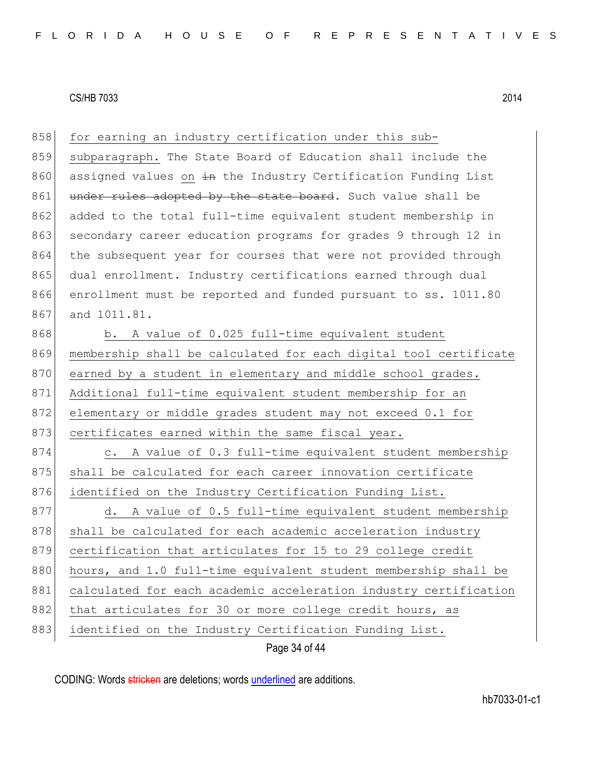858 for earning an industry certification under this sub-
859 subparagraph. The State Board of Education shall include the
860 assigned values on ~~in~~ the Industry Certification Funding List
861 ~~under rules adopted by the state board~~. Such value shall be
862 added to the total full-time equivalent student membership in
863 secondary career education programs for grades 9 through 12 in
864 the subsequent year for courses that were not provided through
865 dual enrollment. Industry certifications earned through dual
866 enrollment must be reported and funded pursuant to ss. 1011.80
867 and 1011.81.

868 b. A value of 0.025 full-time equivalent student
869 membership shall be calculated for each digital tool certificate
870 earned by a student in elementary and middle school grades.
871 Additional full-time equivalent student membership for an
872 elementary or middle grades student may not exceed 0.1 for
873 certificates earned within the same fiscal year.

874 c. A value of 0.3 full-time equivalent student membership
875 shall be calculated for each career innovation certificate
876 identified on the Industry Certification Funding List.

877 d. A value of 0.5 full-time equivalent student membership
878 shall be calculated for each academic acceleration industry
879 certification that articulates for 15 to 29 college credit
880 hours, and 1.0 full-time equivalent student membership shall be
881 calculated for each academic acceleration industry certification
882 that articulates for 30 or more college credit hours, as
883 identified on the Industry Certification Funding List.

CODING: Words ~~stricken~~ are deletions; words underlined are additions.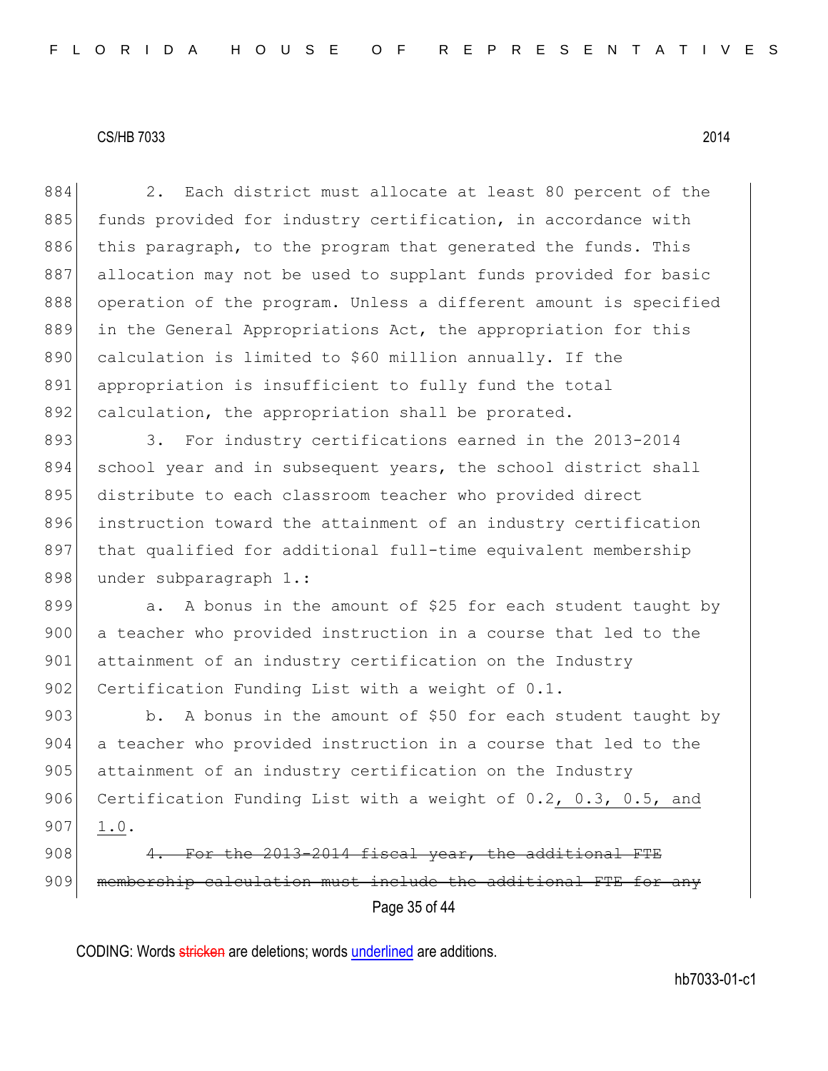2. Each district must allocate at least 80 percent of the funds provided for industry certification, in accordance with this paragraph, to the program that generated the funds. This allocation may not be used to supplant funds provided for basic operation of the program. Unless a different amount is specified in the General Appropriations Act, the appropriation for this calculation is limited to $60 million annually. If the appropriation is insufficient to fully fund the total calculation, the appropriation shall be prorated.

3. For industry certifications earned in the 2013-2014 school year and in subsequent years, the school district shall distribute to each classroom teacher who provided direct instruction toward the attainment of an industry certification that qualified for additional full-time equivalent membership under subparagraph 1.:

a. A bonus in the amount of $25 for each student taught by a teacher who provided instruction in a course that led to the attainment of an industry certification on the Industry Certification Funding List with a weight of 0.1.

b. A bonus in the amount of $50 for each student taught by a teacher who provided instruction in a course that led to the attainment of an industry certification on the Industry Certification Funding List with a weight of 0.2, 0.3, 0.5, and 1.0.

~~4. For the 2013-2014 fiscal year, the additional FTE membership calculation must include the additional FTE for any~~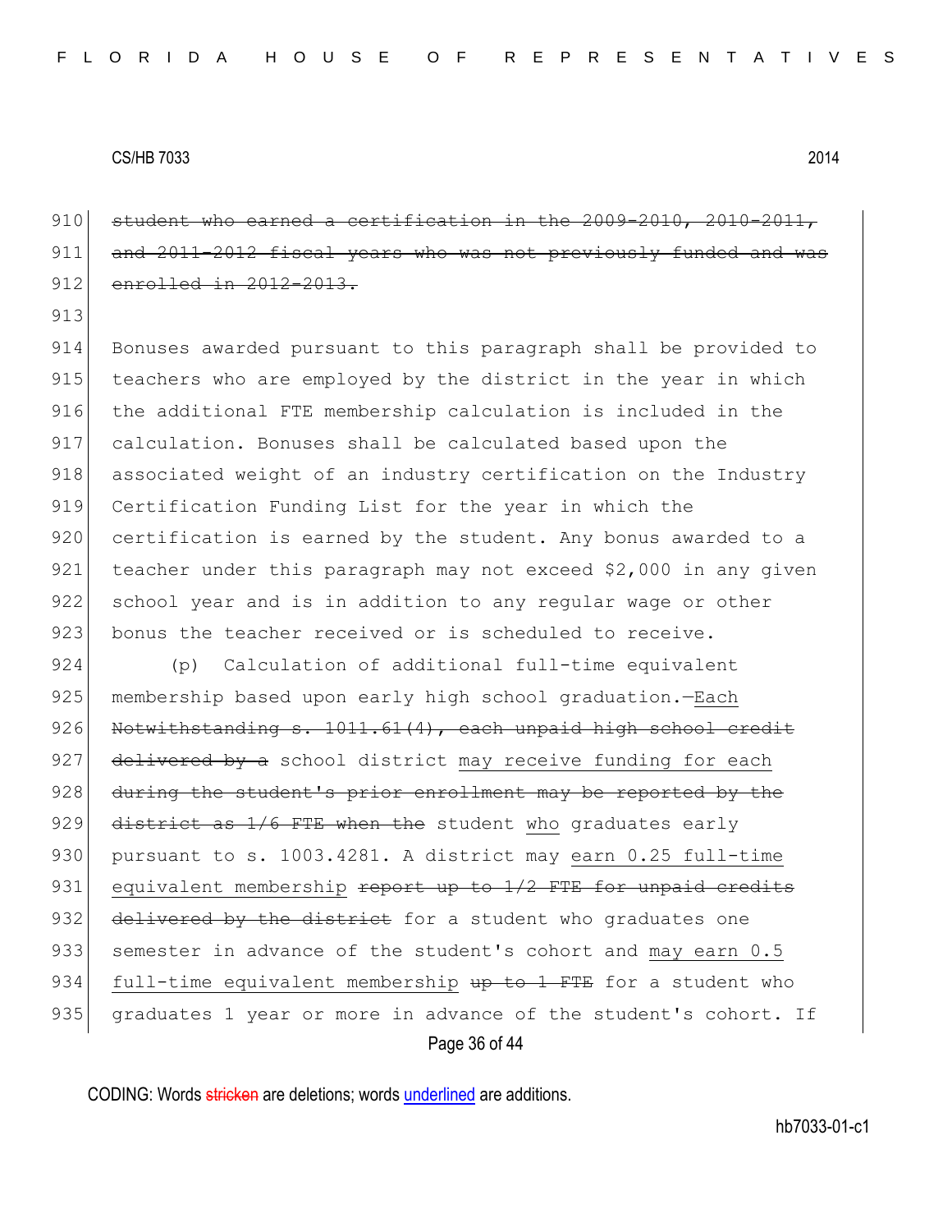~~student who earned a certification in the 2009-2010, 2010-2011, and 2011-2012 fiscal years who was not previously funded and was enrolled in 2012-2013.~~

Bonuses awarded pursuant to this paragraph shall be provided to teachers who are employed by the district in the year in which the additional FTE membership calculation is included in the calculation. Bonuses shall be calculated based upon the associated weight of an industry certification on the Industry Certification Funding List for the year in which the certification is earned by the student. Any bonus awarded to a teacher under this paragraph may not exceed $2,000 in any given school year and is in addition to any regular wage or other bonus the teacher received or is scheduled to receive.

(p) Calculation of additional full-time equivalent membership based upon early high school graduation.—<u>Each</u> ~~Notwithstanding s. 1011.61(4), each unpaid high school credit delivered by a~~ school district <u>may receive funding for each</u> ~~during the student's prior enrollment may be reported by the district as 1/6 FTE when the~~ student <u>who</u> graduates early pursuant to s. 1003.4281. A district may <u>earn 0.25 full-time equivalent membership</u> ~~report up to 1/2 FTE for unpaid credits delivered by the district~~ for a student who graduates one semester in advance of the student's cohort and <u>may earn 0.5 full-time equivalent membership</u> ~~up to 1 FTE~~ for a student who graduates 1 year or more in advance of the student's cohort. If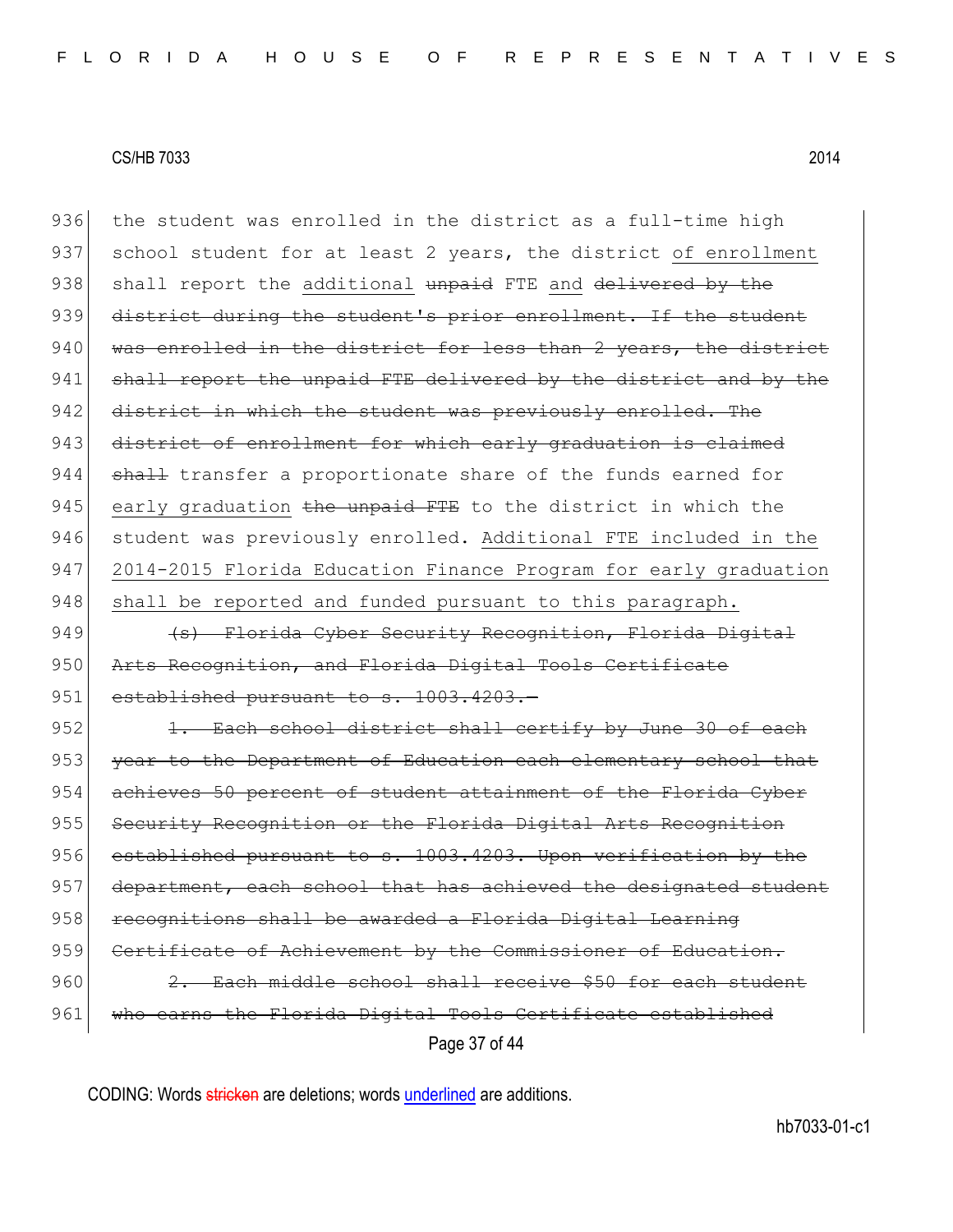the student was enrolled in the district as a full-time high school student for at least 2 years, the district of enrollment shall report the additional ~~unpaid~~ FTE and ~~delivered by the district during the student's prior enrollment. If the student was enrolled in the district for less than 2 years, the district shall report the unpaid FTE delivered by the district and by the district in which the student was previously enrolled. The district of enrollment for which early graduation is claimed shall~~ transfer a proportionate share of the funds earned for early graduation ~~the unpaid FTE~~ to the district in which the student was previously enrolled. Additional FTE included in the 2014-2015 Florida Education Finance Program for early graduation shall be reported and funded pursuant to this paragraph.

~~(s) Florida Cyber Security Recognition, Florida Digital Arts Recognition, and Florida Digital Tools Certificate established pursuant to s. 1003.4203.—~~

~~1. Each school district shall certify by June 30 of each year to the Department of Education each elementary school that achieves 50 percent of student attainment of the Florida Cyber Security Recognition or the Florida Digital Arts Recognition established pursuant to s. 1003.4203. Upon verification by the department, each school that has achieved the designated student recognitions shall be awarded a Florida Digital Learning Certificate of Achievement by the Commissioner of Education.~~

~~2. Each middle school shall receive $50 for each student who earns the Florida Digital Tools Certificate established~~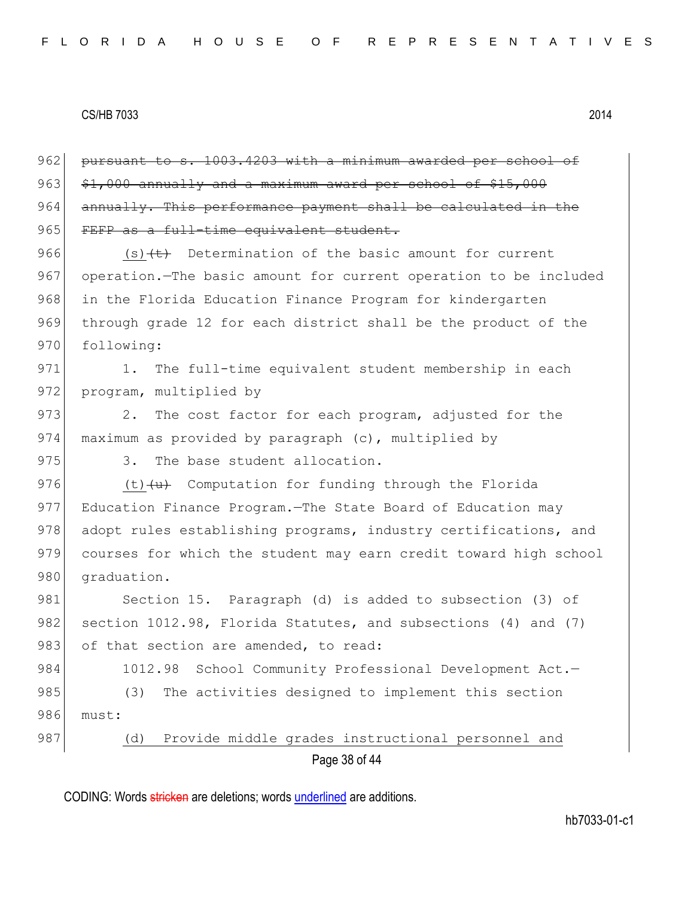~~pursuant to s. 1003.4203 with a minimum awarded per school of $1,000 annually and a maximum award per school of $15,000 annually. This performance payment shall be calculated in the FEFP as a full-time equivalent student.~~

<u>(s)</u>~~(t)~~ Determination of the basic amount for current operation.—The basic amount for current operation to be included in the Florida Education Finance Program for kindergarten through grade 12 for each district shall be the product of the following:

1. The full-time equivalent student membership in each program, multiplied by

2. The cost factor for each program, adjusted for the maximum as provided by paragraph (c), multiplied by

3. The base student allocation.

<u>(t)</u>~~(u)~~ Computation for funding through the Florida Education Finance Program.—The State Board of Education may adopt rules establishing programs, industry certifications, and courses for which the student may earn credit toward high school graduation.

Section 15. Paragraph (d) is added to subsection (3) of section 1012.98, Florida Statutes, and subsections (4) and (7) of that section are amended, to read:

1012.98 School Community Professional Development Act.—

(3) The activities designed to implement this section must:

<u>(d) Provide middle grades instructional personnel and</u>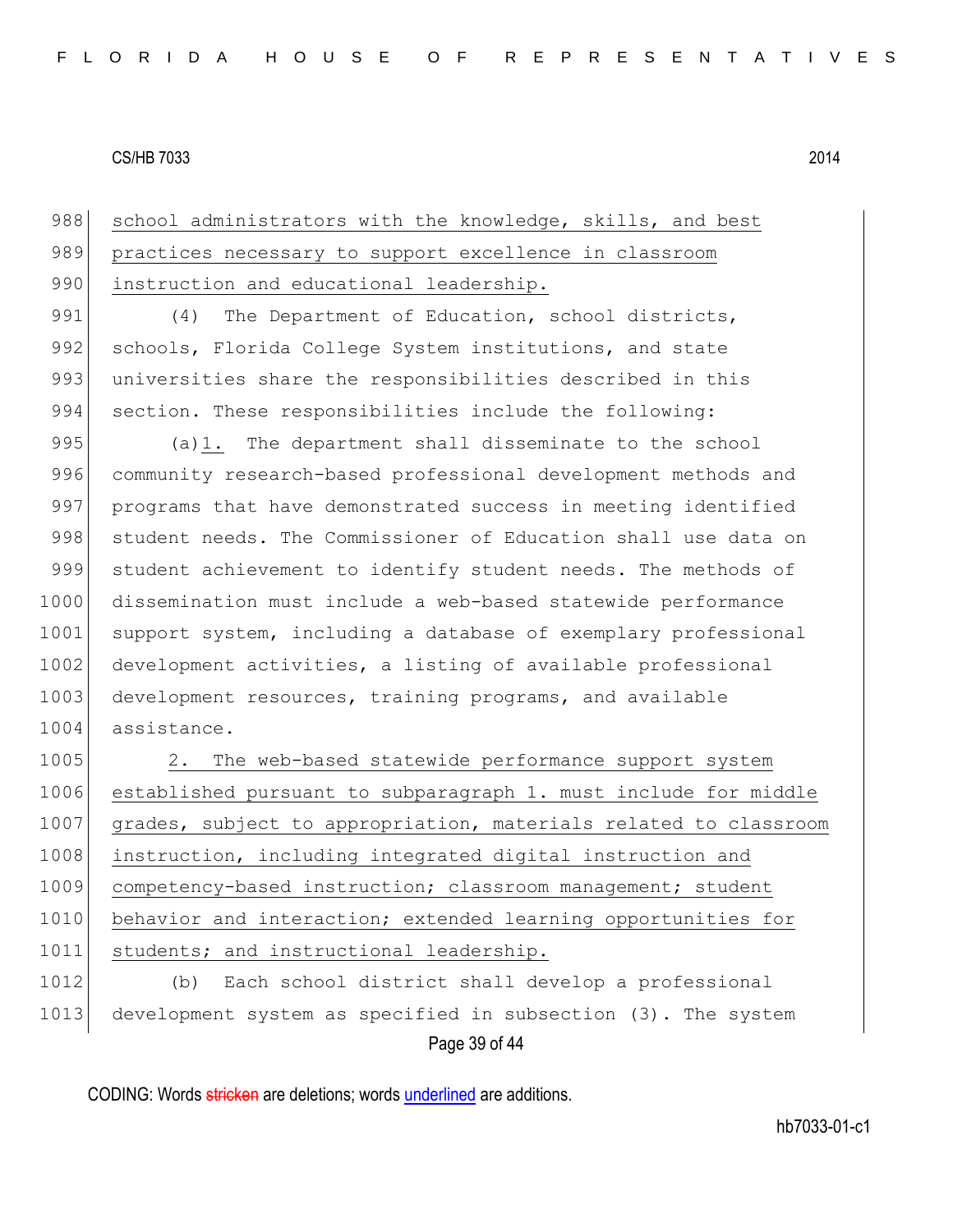988 school administrators with the knowledge, skills, and best
989 practices necessary to support excellence in classroom
990 instruction and educational leadership.

991 (4) The Department of Education, school districts,
992 schools, Florida College System institutions, and state
993 universities share the responsibilities described in this
994 section. These responsibilities include the following:

995 (a)1. The department shall disseminate to the school
996 community research-based professional development methods and
997 programs that have demonstrated success in meeting identified
998 student needs. The Commissioner of Education shall use data on
999 student achievement to identify student needs. The methods of
1000 dissemination must include a web-based statewide performance
1001 support system, including a database of exemplary professional
1002 development activities, a listing of available professional
1003 development resources, training programs, and available
1004 assistance.

1005 2. The web-based statewide performance support system
1006 established pursuant to subparagraph 1. must include for middle
1007 grades, subject to appropriation, materials related to classroom
1008 instruction, including integrated digital instruction and
1009 competency-based instruction; classroom management; student
1010 behavior and interaction; extended learning opportunities for
1011 students; and instructional leadership.

1012 (b) Each school district shall develop a professional
1013 development system as specified in subsection (3). The system

CODING: Words stricken are deletions; words underlined are additions.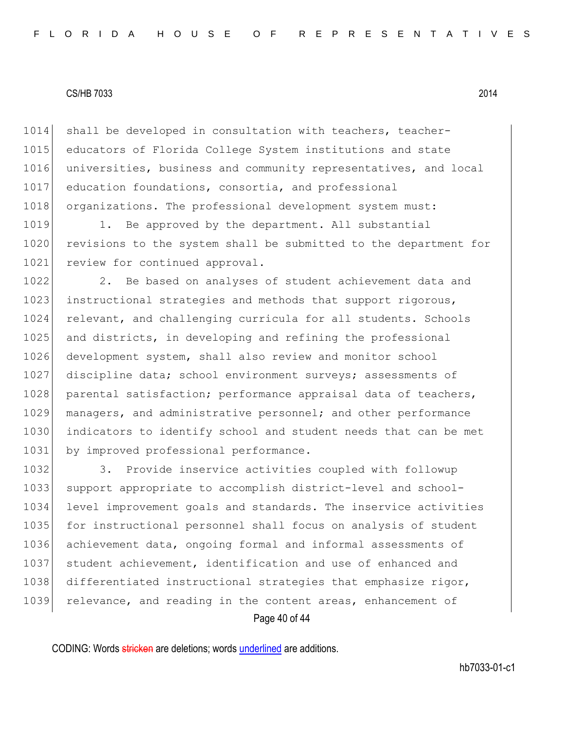shall be developed in consultation with teachers, teacher-educators of Florida College System institutions and state universities, business and community representatives, and local education foundations, consortia, and professional organizations. The professional development system must:

1. Be approved by the department. All substantial revisions to the system shall be submitted to the department for review for continued approval.

2. Be based on analyses of student achievement data and instructional strategies and methods that support rigorous, relevant, and challenging curricula for all students. Schools and districts, in developing and refining the professional development system, shall also review and monitor school discipline data; school environment surveys; assessments of parental satisfaction; performance appraisal data of teachers, managers, and administrative personnel; and other performance indicators to identify school and student needs that can be met by improved professional performance.

3. Provide inservice activities coupled with followup support appropriate to accomplish district-level and school-level improvement goals and standards. The inservice activities for instructional personnel shall focus on analysis of student achievement data, ongoing formal and informal assessments of student achievement, identification and use of enhanced and differentiated instructional strategies that emphasize rigor, relevance, and reading in the content areas, enhancement of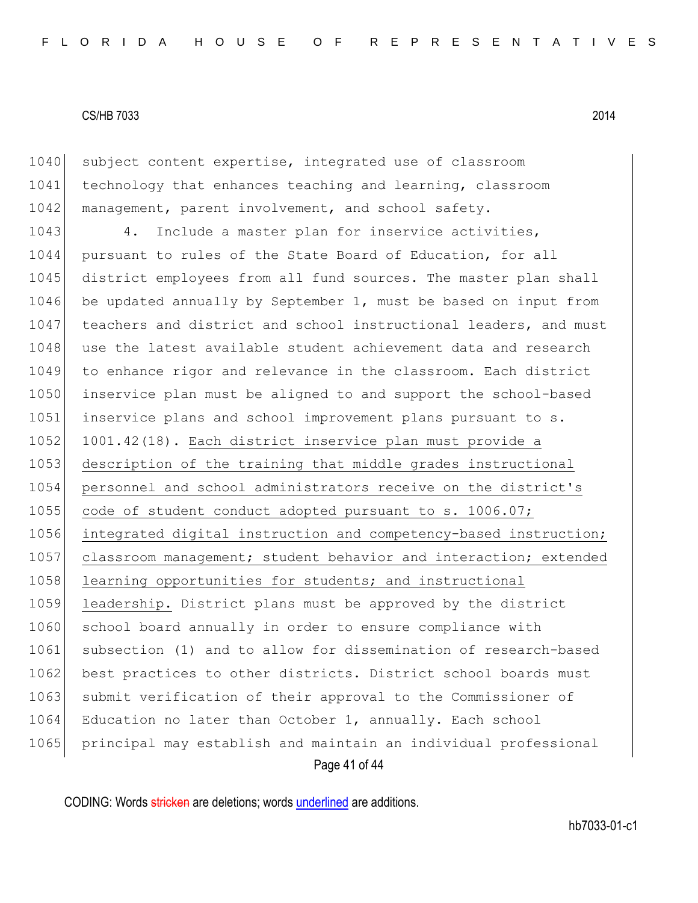subject content expertise, integrated use of classroom technology that enhances teaching and learning, classroom management, parent involvement, and school safety.

4. Include a master plan for inservice activities, pursuant to rules of the State Board of Education, for all district employees from all fund sources. The master plan shall be updated annually by September 1, must be based on input from teachers and district and school instructional leaders, and must use the latest available student achievement data and research to enhance rigor and relevance in the classroom. Each district inservice plan must be aligned to and support the school-based inservice plans and school improvement plans pursuant to s. 1001.42(18). <u>Each district inservice plan must provide a description of the training that middle grades instructional personnel and school administrators receive on the district's code of student conduct adopted pursuant to s. 1006.07; integrated digital instruction and competency-based instruction; classroom management; student behavior and interaction; extended learning opportunities for students; and instructional leadership.</u> District plans must be approved by the district school board annually in order to ensure compliance with subsection (1) and to allow for dissemination of research-based best practices to other districts. District school boards must submit verification of their approval to the Commissioner of Education no later than October 1, annually. Each school principal may establish and maintain an individual professional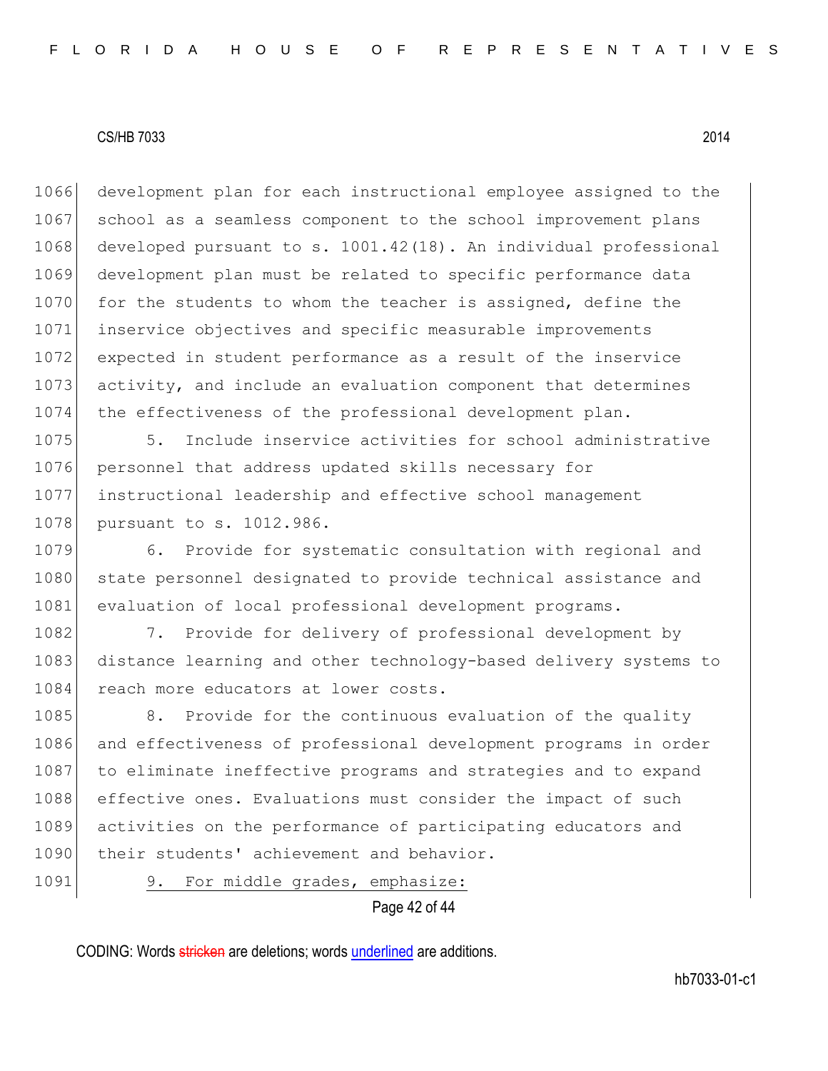development plan for each instructional employee assigned to the school as a seamless component to the school improvement plans developed pursuant to s. 1001.42(18). An individual professional development plan must be related to specific performance data for the students to whom the teacher is assigned, define the inservice objectives and specific measurable improvements expected in student performance as a result of the inservice activity, and include an evaluation component that determines the effectiveness of the professional development plan.

5. Include inservice activities for school administrative personnel that address updated skills necessary for instructional leadership and effective school management pursuant to s. 1012.986.

6. Provide for systematic consultation with regional and state personnel designated to provide technical assistance and evaluation of local professional development programs.

7. Provide for delivery of professional development by distance learning and other technology-based delivery systems to reach more educators at lower costs.

8. Provide for the continuous evaluation of the quality and effectiveness of professional development programs in order to eliminate ineffective programs and strategies and to expand effective ones. Evaluations must consider the impact of such activities on the performance of participating educators and their students' achievement and behavior.

<u>9. For middle grades, emphasize:</u>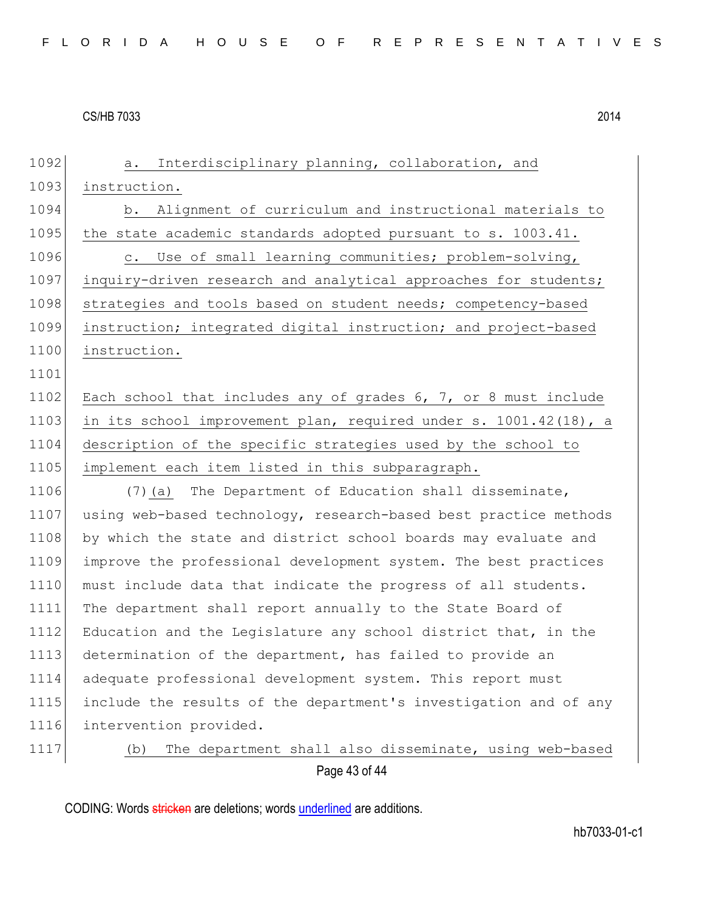a. Interdisciplinary planning, collaboration, and instruction.

b. Alignment of curriculum and instructional materials to the state academic standards adopted pursuant to s. 1003.41.

c. Use of small learning communities; problem-solving, inquiry-driven research and analytical approaches for students; strategies and tools based on student needs; competency-based instruction; integrated digital instruction; and project-based instruction.

Each school that includes any of grades 6, 7, or 8 must include in its school improvement plan, required under s. 1001.42(18), a description of the specific strategies used by the school to implement each item listed in this subparagraph.

(7)(a) The Department of Education shall disseminate, using web-based technology, research-based best practice methods by which the state and district school boards may evaluate and improve the professional development system. The best practices must include data that indicate the progress of all students. The department shall report annually to the State Board of Education and the Legislature any school district that, in the determination of the department, has failed to provide an adequate professional development system. This report must include the results of the department's investigation and of any intervention provided.

(b) The department shall also disseminate, using web-based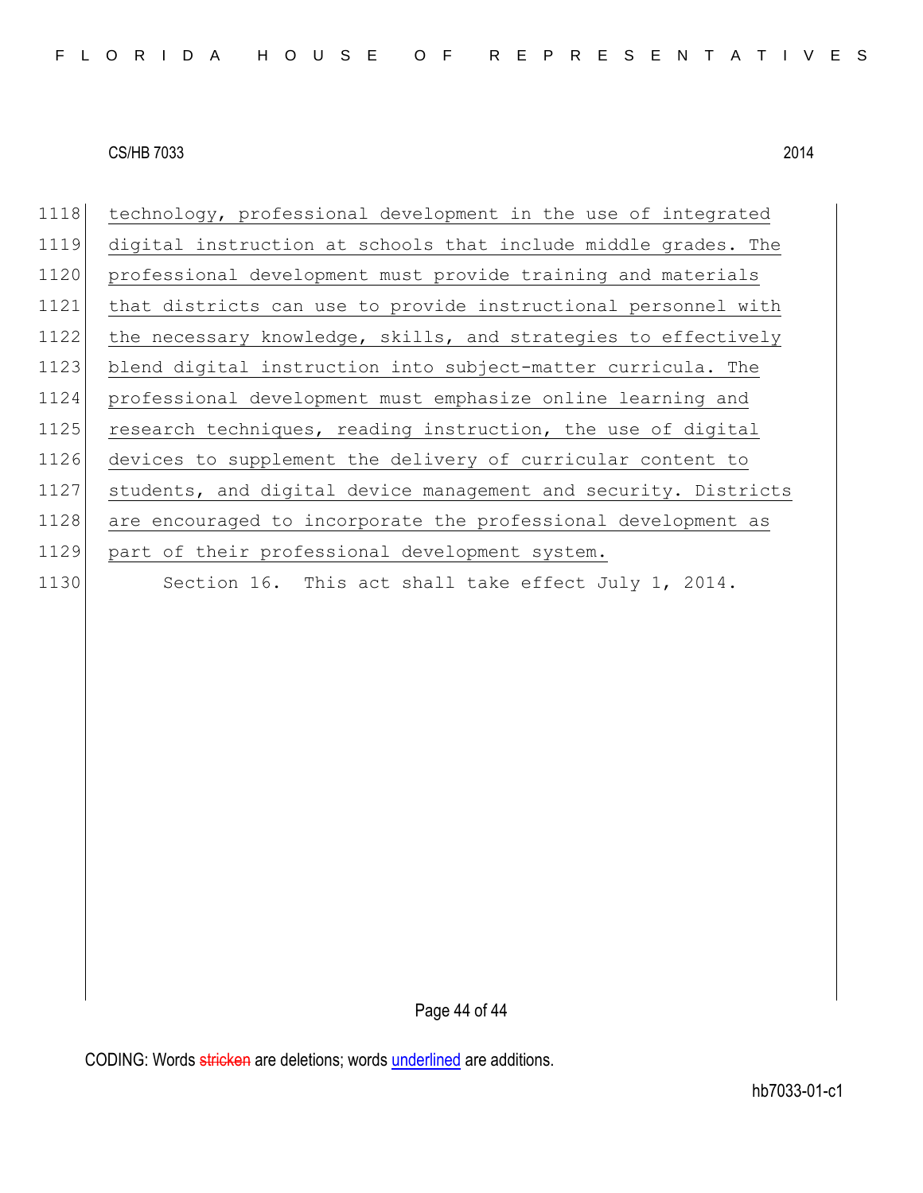1118 technology, professional development in the use of integrated
1119 digital instruction at schools that include middle grades. The
1120 professional development must provide training and materials
1121 that districts can use to provide instructional personnel with
1122 the necessary knowledge, skills, and strategies to effectively
1123 blend digital instruction into subject-matter curricula. The
1124 professional development must emphasize online learning and
1125 research techniques, reading instruction, the use of digital
1126 devices to supplement the delivery of curricular content to
1127 students, and digital device management and security. Districts
1128 are encouraged to incorporate the professional development as
1129 part of their professional development system.

1130 Section 16. This act shall take effect July 1, 2014.

CODING: Words stricken are deletions; words underlined are additions.

hb7033-01-c1